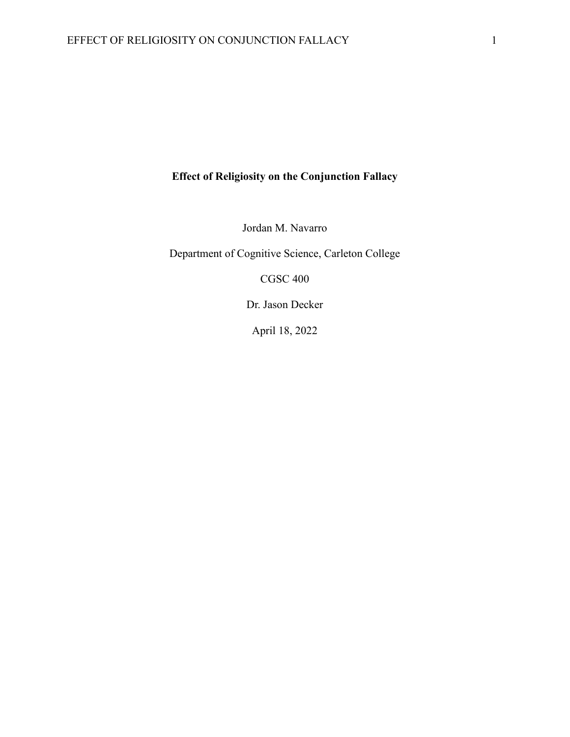# Effect of Religiosity on the Conjunction Fallacy

Jordan M. Navarro

Department of Cognitive Science, Carleton College

CGSC 400

Dr. Jason Decker

April 18, 2022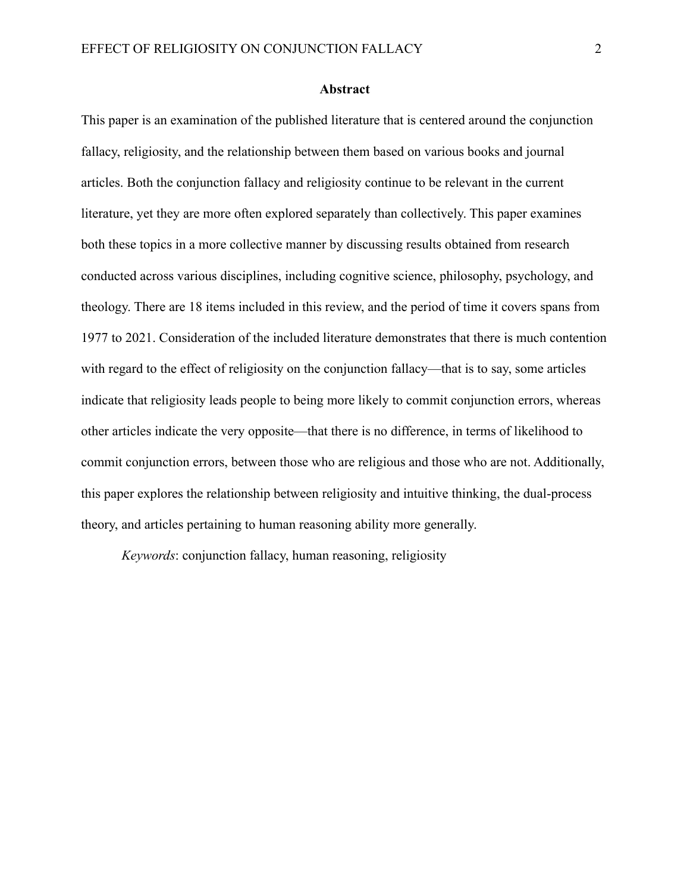## Abstract

This paper is an examination of the published literature that is centered around the conjunction fallacy, religiosity, and the relationship between them based on various books and journal articles. Both the conjunction fallacy and religiosity continue to be relevant in the current literature, yet they are more often explored separately than collectively. This paper examines both these topics in a more collective manner by discussing results obtained from research conducted across various disciplines, including cognitive science, philosophy, psychology, and theology. There are 18 items included in this review, and the period of time it covers spans from 1977 to 2021. Consideration of the included literature demonstrates that there is much contention with regard to the effect of religiosity on the conjunction fallacy—that is to say, some articles indicate that religiosity leads people to being more likely to commit conjunction errors, whereas other articles indicate the very opposite—that there is no difference, in terms of likelihood to commit conjunction errors, between those who are religious and those who are not. Additionally, this paper explores the relationship between religiosity and intuitive thinking, the dual-process theory, and articles pertaining to human reasoning ability more generally.

*Keywords*: conjunction fallacy, human reasoning, religiosity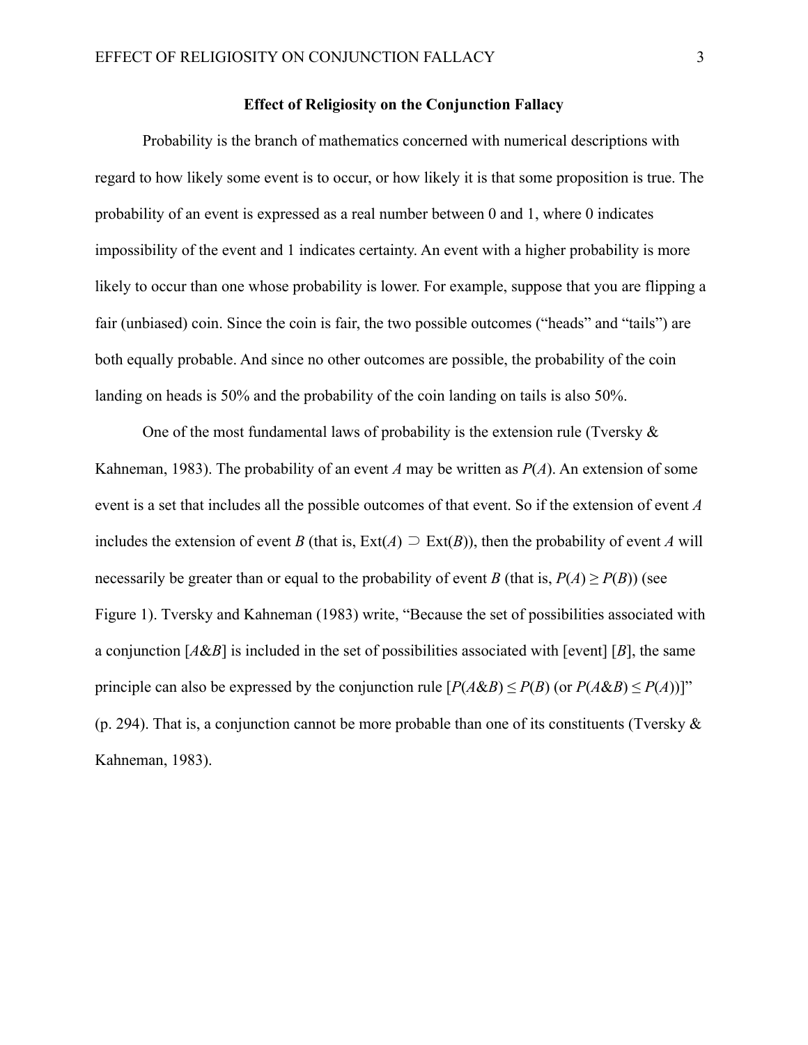## Effect of Religiosity on the Conjunction Fallacy

Probability is the branch of mathematics concerned with numerical descriptions with regard to how likely some event is to occur, or how likely it is that some proposition is true. The probability of an event is expressed as a real number between 0 and 1, where 0 indicates impossibility of the event and 1 indicates certainty. An event with a higher probability is more likely to occur than one whose probability is lower. For example, suppose that you are flipping a fair (unbiased) coin. Since the coin is fair, the two possible outcomes ("heads" and "tails") are both equally probable. And since no other outcomes are possible, the probability of the coin landing on heads is 50% and the probability of the coin landing on tails is also 50%.

One of the most fundamental laws of probability is the extension rule (Tversky & Kahneman, 1983). The probability of an event $A$ may be written as $P(A)$. An extension of some event is a set that includes all the possible outcomes of that event. So if the extension of event $A$ includes the extension of event $B$ (that is, $\text{Ext}(A) \supset \text{Ext}(B)$), then the probability of event $A$ will necessarily be greater than or equal to the probability of event $B$ (that is, $P(A) \geq P(B)$) (see Figure 1). Tversky and Kahneman (1983) write, "Because the set of possibilities associated with a conjunction [$A\&B$] is included in the set of possibilities associated with [event] [$B$], the same principle can also be expressed by the conjunction rule [$P(A\&B) \leq P(B)$ (or $P(A\&B) \leq P(A)$)]" (p. 294). That is, a conjunction cannot be more probable than one of its constituents (Tversky & Kahneman, 1983).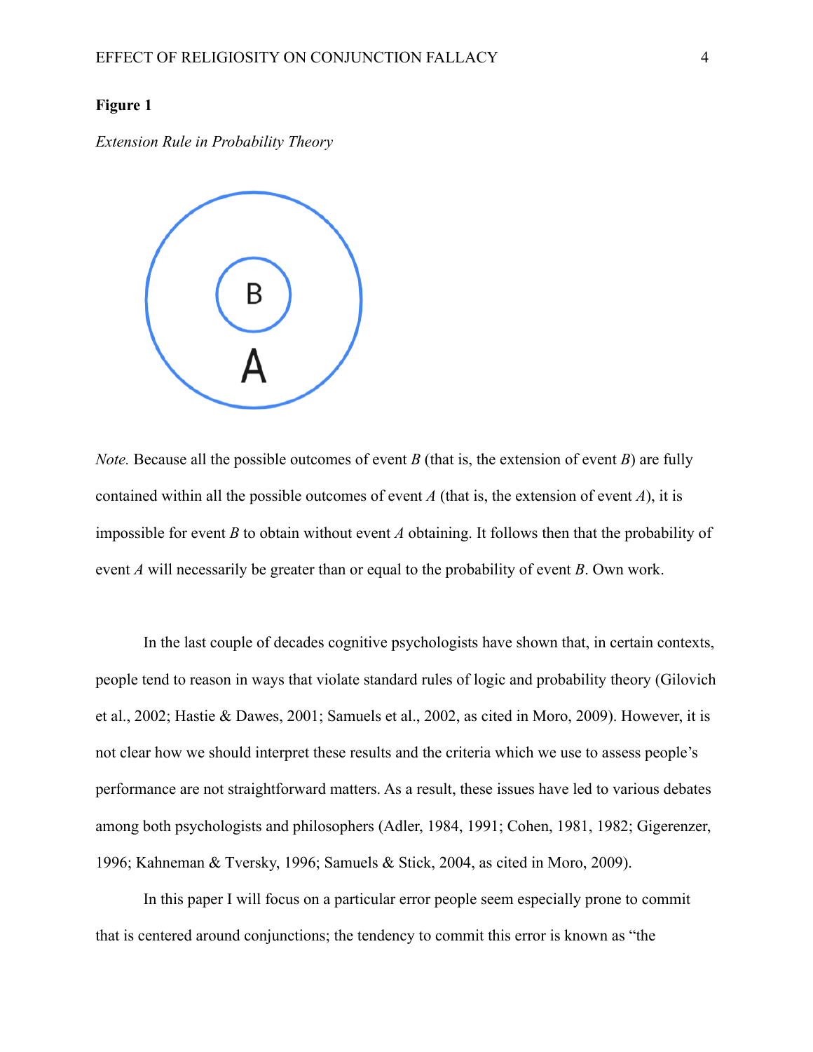**Figure 1**

*Extension Rule in Probability Theory*

*Note.* Because all the possible outcomes of event *B* (that is, the extension of event *B*) are fully contained within all the possible outcomes of event *A* (that is, the extension of event *A*), it is impossible for event *B* to obtain without event *A* obtaining. It follows then that the probability of event *A* will necessarily be greater than or equal to the probability of event *B*. Own work.

In the last couple of decades cognitive psychologists have shown that, in certain contexts, people tend to reason in ways that violate standard rules of logic and probability theory (Gilovich et al., 2002; Hastie & Dawes, 2001; Samuels et al., 2002, as cited in Moro, 2009). However, it is not clear how we should interpret these results and the criteria which we use to assess people's performance are not straightforward matters. As a result, these issues have led to various debates among both psychologists and philosophers (Adler, 1984, 1991; Cohen, 1981, 1982; Gigerenzer, 1996; Kahneman & Tversky, 1996; Samuels & Stick, 2004, as cited in Moro, 2009).

In this paper I will focus on a particular error people seem especially prone to commit that is centered around conjunctions; the tendency to commit this error is known as "the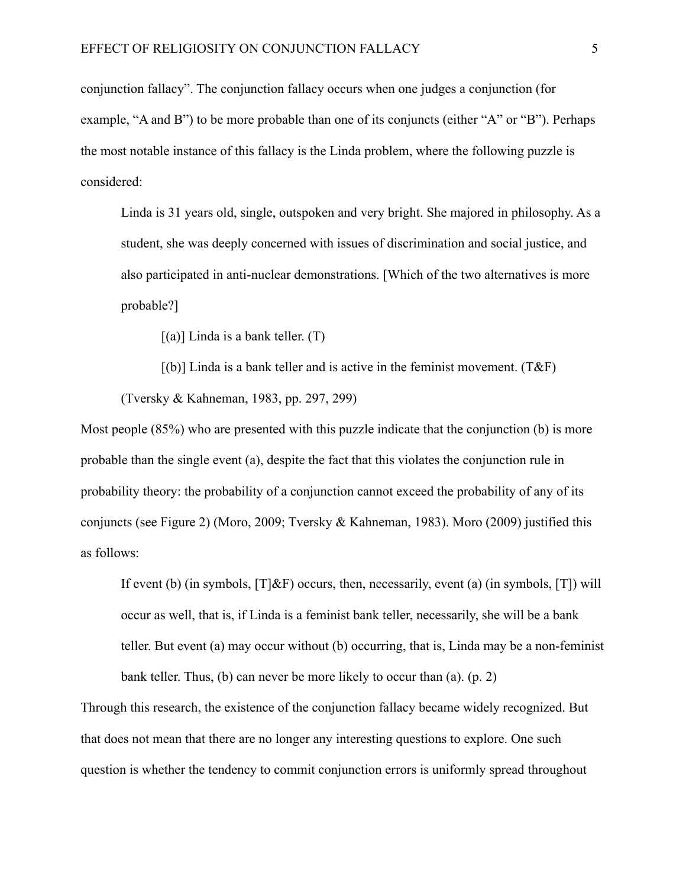conjunction fallacy". The conjunction fallacy occurs when one judges a conjunction (for example, "A and B") to be more probable than one of its conjuncts (either "A" or "B"). Perhaps the most notable instance of this fallacy is the Linda problem, where the following puzzle is considered:

> Linda is 31 years old, single, outspoken and very bright. She majored in philosophy. As a student, she was deeply concerned with issues of discrimination and social justice, and also participated in anti-nuclear demonstrations. [Which of the two alternatives is more probable?]
>
> [(a)] Linda is a bank teller. (T)
>
> [(b)] Linda is a bank teller and is active in the feminist movement. (T&F)
>
> (Tversky & Kahneman, 1983, pp. 297, 299)

Most people (85%) who are presented with this puzzle indicate that the conjunction (b) is more probable than the single event (a), despite the fact that this violates the conjunction rule in probability theory: the probability of a conjunction cannot exceed the probability of any of its conjuncts (see Figure 2) (Moro, 2009; Tversky & Kahneman, 1983). Moro (2009) justified this as follows:

> If event (b) (in symbols, [T]&F) occurs, then, necessarily, event (a) (in symbols, [T]) will occur as well, that is, if Linda is a feminist bank teller, necessarily, she will be a bank teller. But event (a) may occur without (b) occurring, that is, Linda may be a non-feminist bank teller. Thus, (b) can never be more likely to occur than (a). (p. 2)

Through this research, the existence of the conjunction fallacy became widely recognized. But that does not mean that there are no longer any interesting questions to explore. One such question is whether the tendency to commit conjunction errors is uniformly spread throughout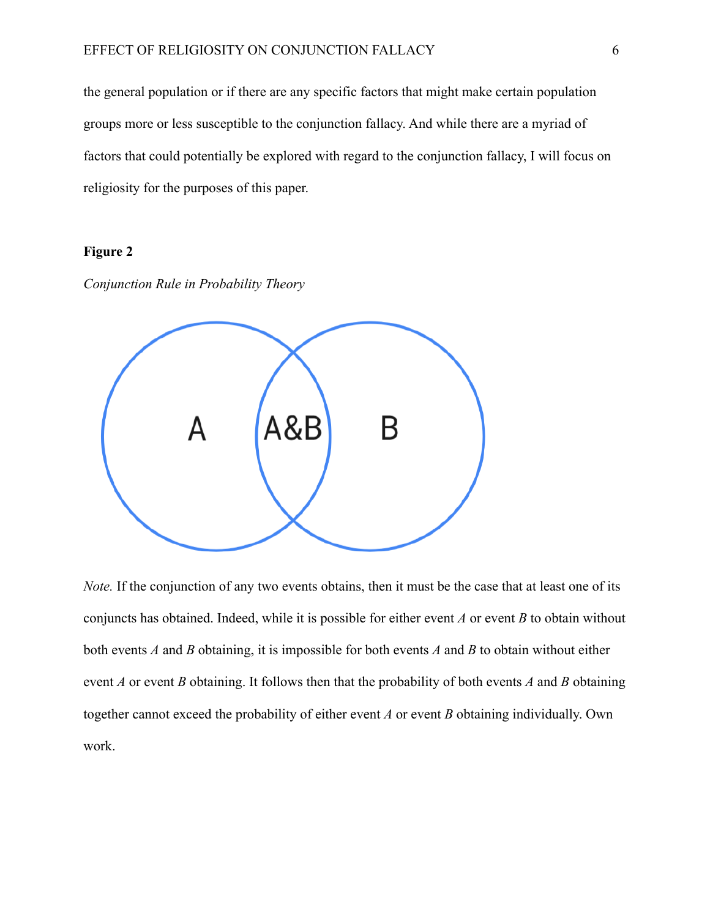the general population or if there are any specific factors that might make certain population groups more or less susceptible to the conjunction fallacy. And while there are a myriad of factors that could potentially be explored with regard to the conjunction fallacy, I will focus on religiosity for the purposes of this paper.

**Figure 2**

*Conjunction Rule in Probability Theory*

*Note.* If the conjunction of any two events obtains, then it must be the case that at least one of its conjuncts has obtained. Indeed, while it is possible for either event *A* or event *B* to obtain without both events *A* and *B* obtaining, it is impossible for both events *A* and *B* to obtain without either event *A* or event *B* obtaining. It follows then that the probability of both events *A* and *B* obtaining together cannot exceed the probability of either event *A* or event *B* obtaining individually. Own work.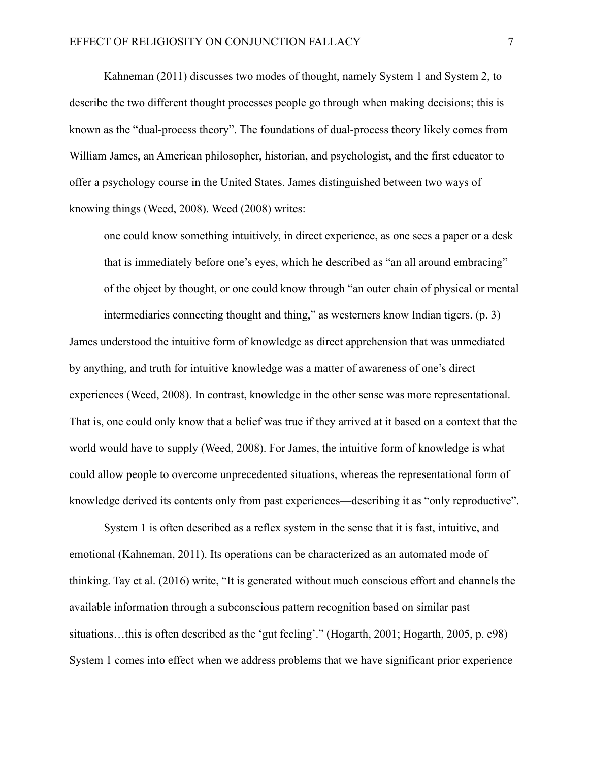Kahneman (2011) discusses two modes of thought, namely System 1 and System 2, to describe the two different thought processes people go through when making decisions; this is known as the "dual-process theory". The foundations of dual-process theory likely comes from William James, an American philosopher, historian, and psychologist, and the first educator to offer a psychology course in the United States. James distinguished between two ways of knowing things (Weed, 2008). Weed (2008) writes:

> one could know something intuitively, in direct experience, as one sees a paper or a desk that is immediately before one's eyes, which he described as "an all around embracing" of the object by thought, or one could know through "an outer chain of physical or mental intermediaries connecting thought and thing," as westerners know Indian tigers. (p. 3)

James understood the intuitive form of knowledge as direct apprehension that was unmediated by anything, and truth for intuitive knowledge was a matter of awareness of one's direct experiences (Weed, 2008). In contrast, knowledge in the other sense was more representational. That is, one could only know that a belief was true if they arrived at it based on a context that the world would have to supply (Weed, 2008). For James, the intuitive form of knowledge is what could allow people to overcome unprecedented situations, whereas the representational form of knowledge derived its contents only from past experiences—describing it as "only reproductive".

System 1 is often described as a reflex system in the sense that it is fast, intuitive, and emotional (Kahneman, 2011). Its operations can be characterized as an automated mode of thinking. Tay et al. (2016) write, "It is generated without much conscious effort and channels the available information through a subconscious pattern recognition based on similar past situations…this is often described as the 'gut feeling'." (Hogarth, 2001; Hogarth, 2005, p. e98) System 1 comes into effect when we address problems that we have significant prior experience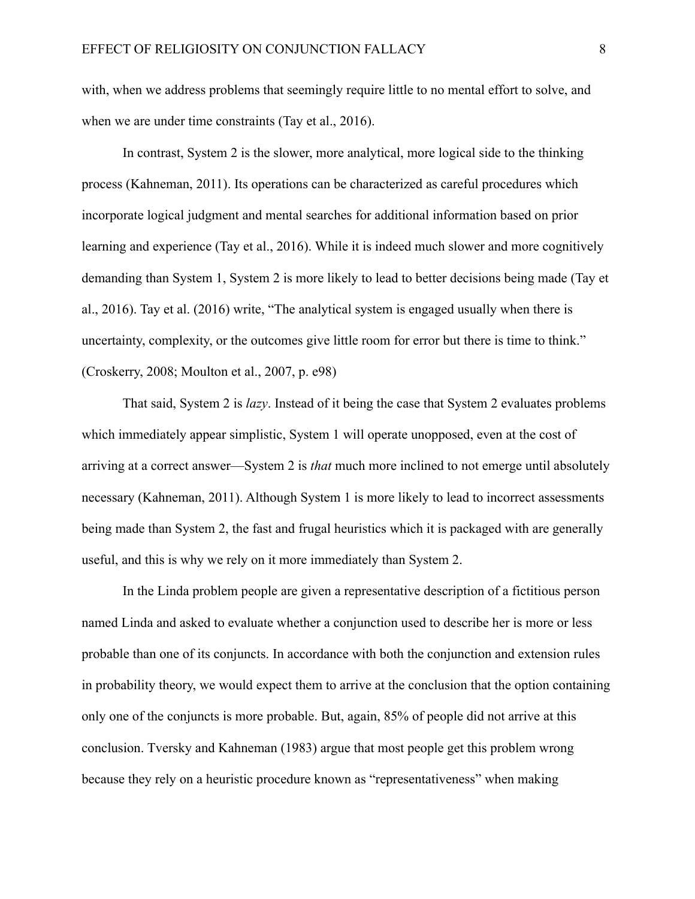with, when we address problems that seemingly require little to no mental effort to solve, and when we are under time constraints (Tay et al., 2016).

In contrast, System 2 is the slower, more analytical, more logical side to the thinking process (Kahneman, 2011). Its operations can be characterized as careful procedures which incorporate logical judgment and mental searches for additional information based on prior learning and experience (Tay et al., 2016). While it is indeed much slower and more cognitively demanding than System 1, System 2 is more likely to lead to better decisions being made (Tay et al., 2016). Tay et al. (2016) write, "The analytical system is engaged usually when there is uncertainty, complexity, or the outcomes give little room for error but there is time to think." (Croskerry, 2008; Moulton et al., 2007, p. e98)

That said, System 2 is *lazy*. Instead of it being the case that System 2 evaluates problems which immediately appear simplistic, System 1 will operate unopposed, even at the cost of arriving at a correct answer—System 2 is *that* much more inclined to not emerge until absolutely necessary (Kahneman, 2011). Although System 1 is more likely to lead to incorrect assessments being made than System 2, the fast and frugal heuristics which it is packaged with are generally useful, and this is why we rely on it more immediately than System 2.

In the Linda problem people are given a representative description of a fictitious person named Linda and asked to evaluate whether a conjunction used to describe her is more or less probable than one of its conjuncts. In accordance with both the conjunction and extension rules in probability theory, we would expect them to arrive at the conclusion that the option containing only one of the conjuncts is more probable. But, again, 85% of people did not arrive at this conclusion. Tversky and Kahneman (1983) argue that most people get this problem wrong because they rely on a heuristic procedure known as "representativeness" when making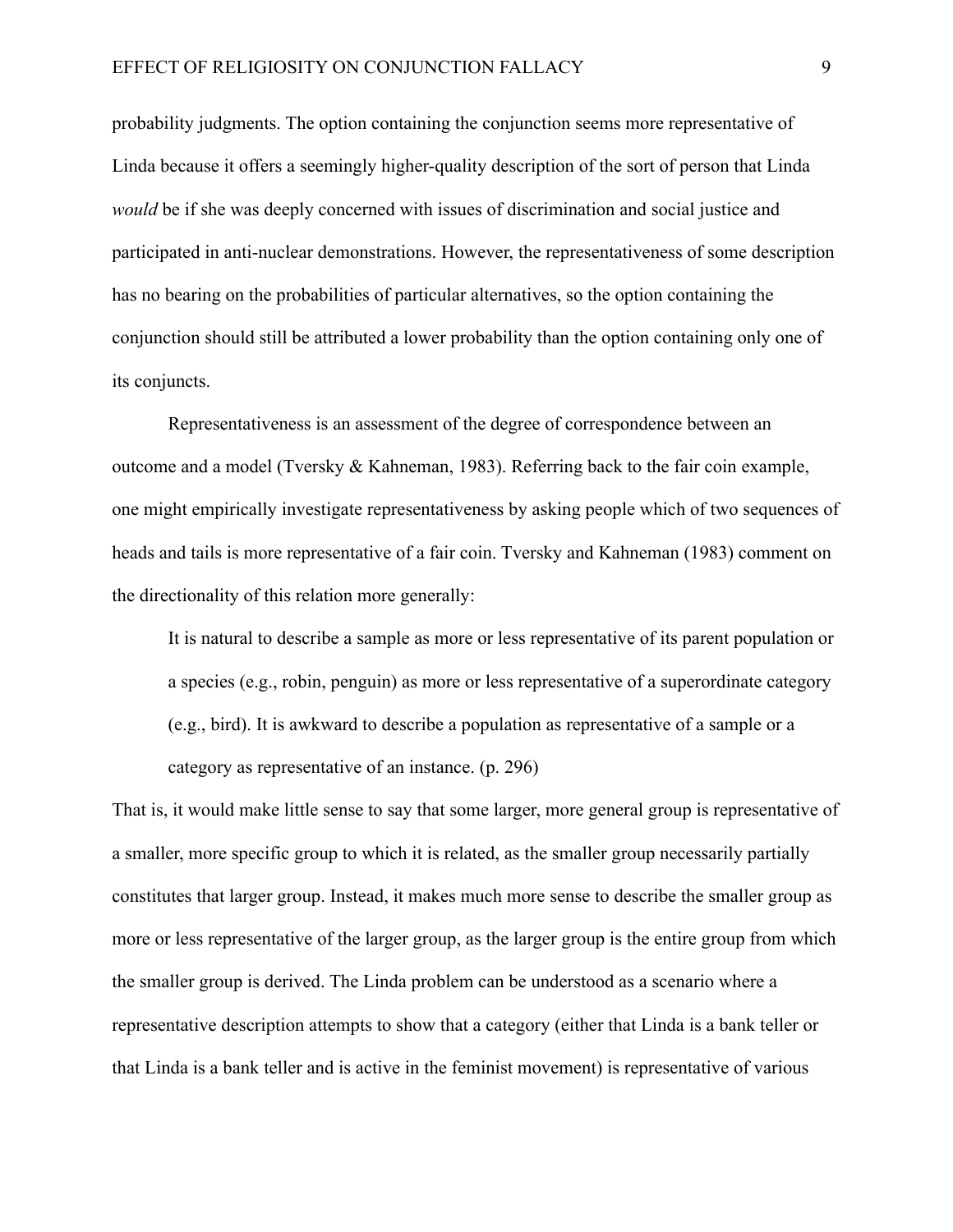probability judgments. The option containing the conjunction seems more representative of Linda because it offers a seemingly higher-quality description of the sort of person that Linda *would* be if she was deeply concerned with issues of discrimination and social justice and participated in anti-nuclear demonstrations. However, the representativeness of some description has no bearing on the probabilities of particular alternatives, so the option containing the conjunction should still be attributed a lower probability than the option containing only one of its conjuncts.

Representativeness is an assessment of the degree of correspondence between an outcome and a model (Tversky & Kahneman, 1983). Referring back to the fair coin example, one might empirically investigate representativeness by asking people which of two sequences of heads and tails is more representative of a fair coin. Tversky and Kahneman (1983) comment on the directionality of this relation more generally:

> It is natural to describe a sample as more or less representative of its parent population or a species (e.g., robin, penguin) as more or less representative of a superordinate category (e.g., bird). It is awkward to describe a population as representative of a sample or a category as representative of an instance. (p. 296)

That is, it would make little sense to say that some larger, more general group is representative of a smaller, more specific group to which it is related, as the smaller group necessarily partially constitutes that larger group. Instead, it makes much more sense to describe the smaller group as more or less representative of the larger group, as the larger group is the entire group from which the smaller group is derived. The Linda problem can be understood as a scenario where a representative description attempts to show that a category (either that Linda is a bank teller or that Linda is a bank teller and is active in the feminist movement) is representative of various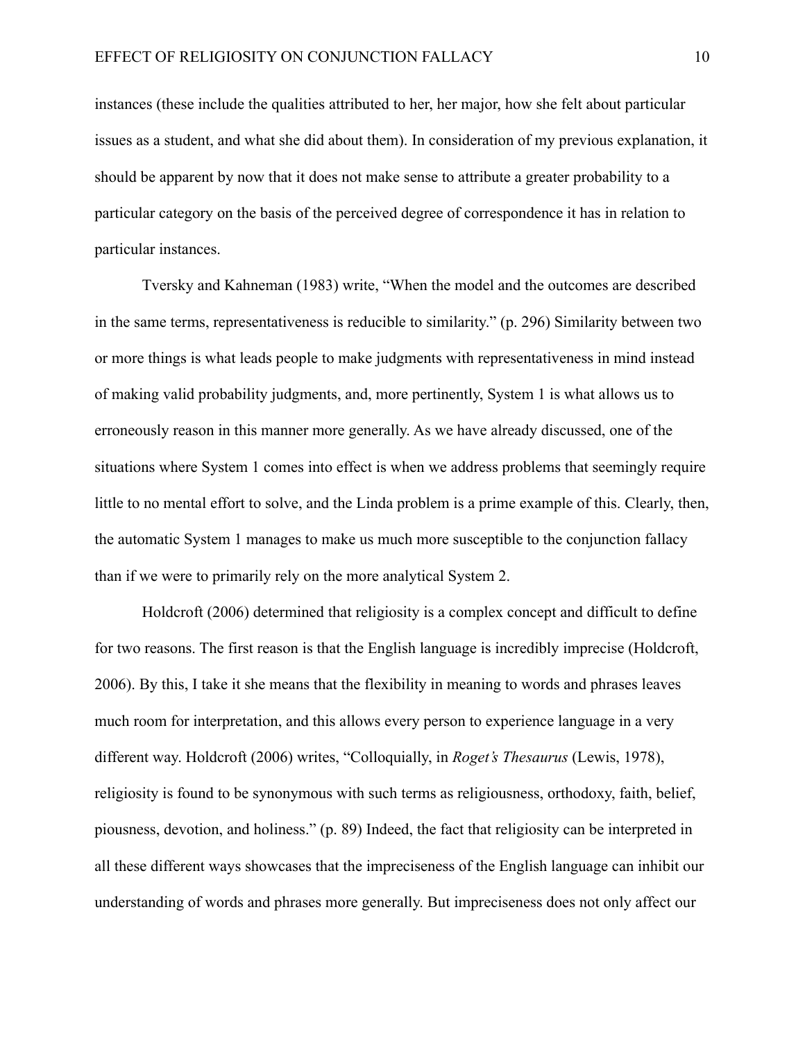instances (these include the qualities attributed to her, her major, how she felt about particular issues as a student, and what she did about them). In consideration of my previous explanation, it should be apparent by now that it does not make sense to attribute a greater probability to a particular category on the basis of the perceived degree of correspondence it has in relation to particular instances.

Tversky and Kahneman (1983) write, "When the model and the outcomes are described in the same terms, representativeness is reducible to similarity." (p. 296) Similarity between two or more things is what leads people to make judgments with representativeness in mind instead of making valid probability judgments, and, more pertinently, System 1 is what allows us to erroneously reason in this manner more generally. As we have already discussed, one of the situations where System 1 comes into effect is when we address problems that seemingly require little to no mental effort to solve, and the Linda problem is a prime example of this. Clearly, then, the automatic System 1 manages to make us much more susceptible to the conjunction fallacy than if we were to primarily rely on the more analytical System 2.

Holdcroft (2006) determined that religiosity is a complex concept and difficult to define for two reasons. The first reason is that the English language is incredibly imprecise (Holdcroft, 2006). By this, I take it she means that the flexibility in meaning to words and phrases leaves much room for interpretation, and this allows every person to experience language in a very different way. Holdcroft (2006) writes, "Colloquially, in *Roget's Thesaurus* (Lewis, 1978), religiosity is found to be synonymous with such terms as religiousness, orthodoxy, faith, belief, piousness, devotion, and holiness." (p. 89) Indeed, the fact that religiosity can be interpreted in all these different ways showcases that the impreciseness of the English language can inhibit our understanding of words and phrases more generally. But impreciseness does not only affect our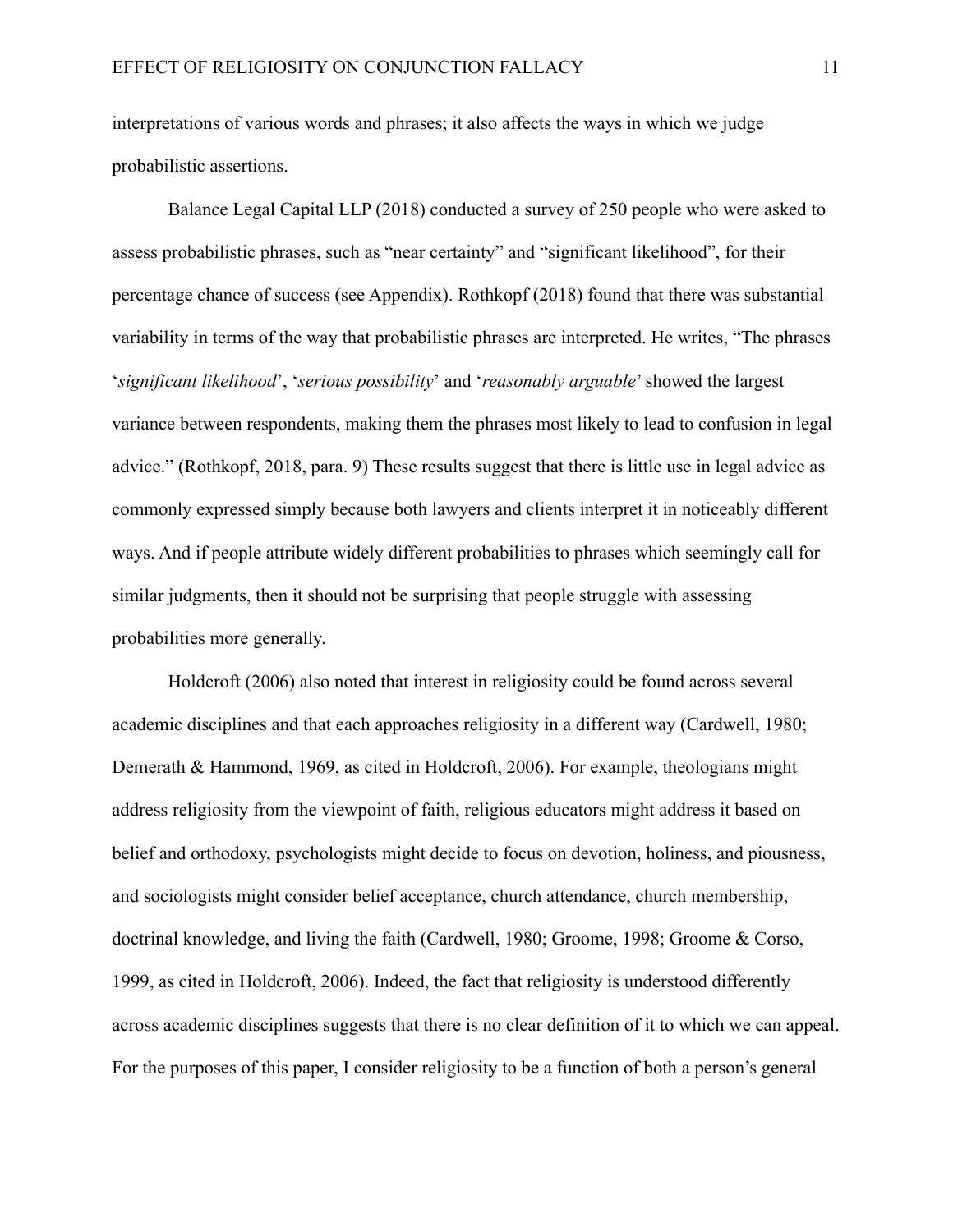interpretations of various words and phrases; it also affects the ways in which we judge probabilistic assertions.

Balance Legal Capital LLP (2018) conducted a survey of 250 people who were asked to assess probabilistic phrases, such as “near certainty” and “significant likelihood”, for their percentage chance of success (see Appendix). Rothkopf (2018) found that there was substantial variability in terms of the way that probabilistic phrases are interpreted. He writes, “The phrases ‘*significant likelihood*’, ‘*serious possibility*’ and ‘*reasonably arguable*’ showed the largest variance between respondents, making them the phrases most likely to lead to confusion in legal advice.” (Rothkopf, 2018, para. 9) These results suggest that there is little use in legal advice as commonly expressed simply because both lawyers and clients interpret it in noticeably different ways. And if people attribute widely different probabilities to phrases which seemingly call for similar judgments, then it should not be surprising that people struggle with assessing probabilities more generally.

Holdcroft (2006) also noted that interest in religiosity could be found across several academic disciplines and that each approaches religiosity in a different way (Cardwell, 1980; Demerath & Hammond, 1969, as cited in Holdcroft, 2006). For example, theologians might address religiosity from the viewpoint of faith, religious educators might address it based on belief and orthodoxy, psychologists might decide to focus on devotion, holiness, and piousness, and sociologists might consider belief acceptance, church attendance, church membership, doctrinal knowledge, and living the faith (Cardwell, 1980; Groome, 1998; Groome & Corso, 1999, as cited in Holdcroft, 2006). Indeed, the fact that religiosity is understood differently across academic disciplines suggests that there is no clear definition of it to which we can appeal. For the purposes of this paper, I consider religiosity to be a function of both a person’s general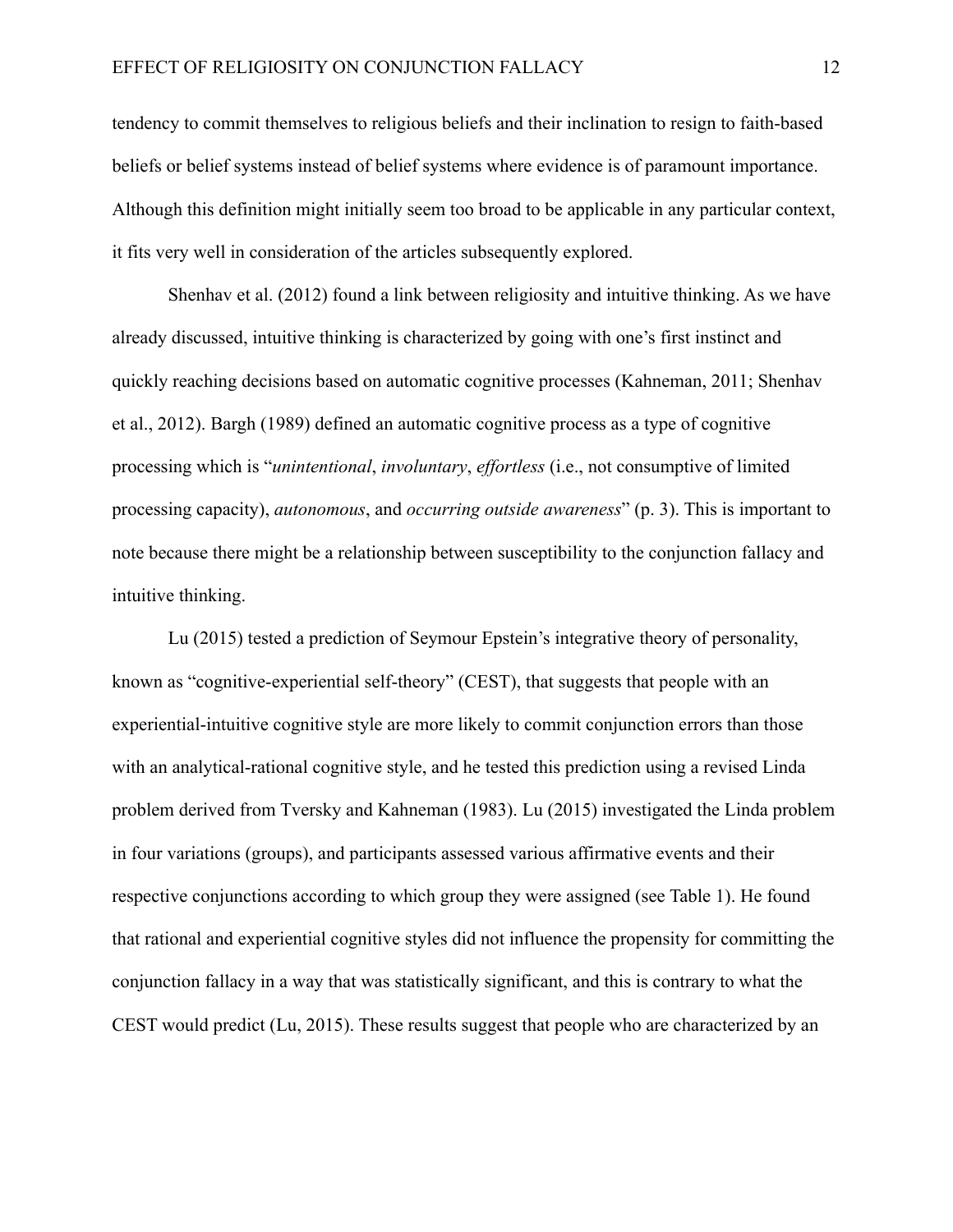tendency to commit themselves to religious beliefs and their inclination to resign to faith-based beliefs or belief systems instead of belief systems where evidence is of paramount importance. Although this definition might initially seem too broad to be applicable in any particular context, it fits very well in consideration of the articles subsequently explored.

Shenhav et al. (2012) found a link between religiosity and intuitive thinking. As we have already discussed, intuitive thinking is characterized by going with one's first instinct and quickly reaching decisions based on automatic cognitive processes (Kahneman, 2011; Shenhav et al., 2012). Bargh (1989) defined an automatic cognitive process as a type of cognitive processing which is "*unintentional*, *involuntary*, *effortless* (i.e., not consumptive of limited processing capacity), *autonomous*, and *occurring outside awareness*" (p. 3). This is important to note because there might be a relationship between susceptibility to the conjunction fallacy and intuitive thinking.

Lu (2015) tested a prediction of Seymour Epstein's integrative theory of personality, known as "cognitive-experiential self-theory" (CEST), that suggests that people with an experiential-intuitive cognitive style are more likely to commit conjunction errors than those with an analytical-rational cognitive style, and he tested this prediction using a revised Linda problem derived from Tversky and Kahneman (1983). Lu (2015) investigated the Linda problem in four variations (groups), and participants assessed various affirmative events and their respective conjunctions according to which group they were assigned (see Table 1). He found that rational and experiential cognitive styles did not influence the propensity for committing the conjunction fallacy in a way that was statistically significant, and this is contrary to what the CEST would predict (Lu, 2015). These results suggest that people who are characterized by an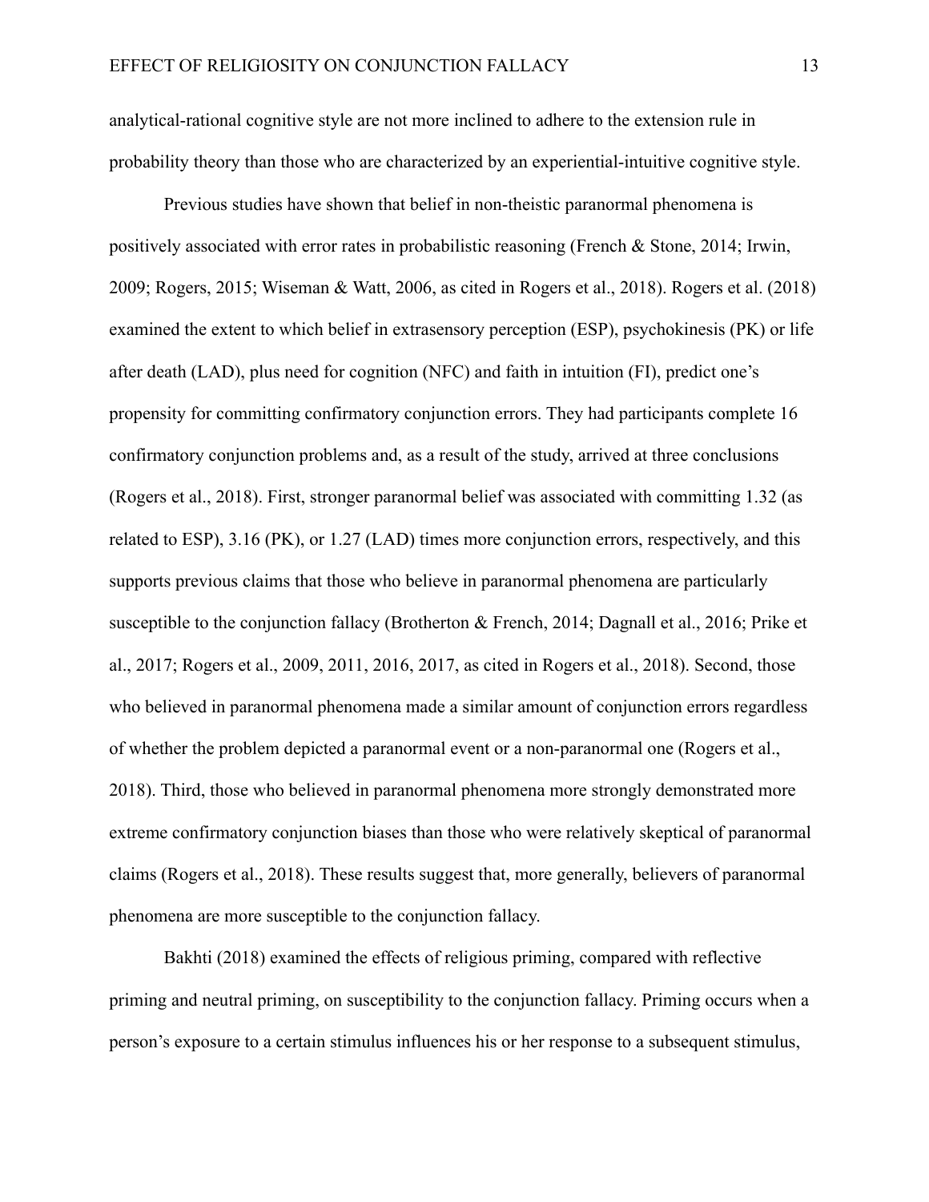analytical-rational cognitive style are not more inclined to adhere to the extension rule in probability theory than those who are characterized by an experiential-intuitive cognitive style.

Previous studies have shown that belief in non-theistic paranormal phenomena is positively associated with error rates in probabilistic reasoning (French & Stone, 2014; Irwin, 2009; Rogers, 2015; Wiseman & Watt, 2006, as cited in Rogers et al., 2018). Rogers et al. (2018) examined the extent to which belief in extrasensory perception (ESP), psychokinesis (PK) or life after death (LAD), plus need for cognition (NFC) and faith in intuition (FI), predict one's propensity for committing confirmatory conjunction errors. They had participants complete 16 confirmatory conjunction problems and, as a result of the study, arrived at three conclusions (Rogers et al., 2018). First, stronger paranormal belief was associated with committing 1.32 (as related to ESP), 3.16 (PK), or 1.27 (LAD) times more conjunction errors, respectively, and this supports previous claims that those who believe in paranormal phenomena are particularly susceptible to the conjunction fallacy (Brotherton & French, 2014; Dagnall et al., 2016; Prike et al., 2017; Rogers et al., 2009, 2011, 2016, 2017, as cited in Rogers et al., 2018). Second, those who believed in paranormal phenomena made a similar amount of conjunction errors regardless of whether the problem depicted a paranormal event or a non-paranormal one (Rogers et al., 2018). Third, those who believed in paranormal phenomena more strongly demonstrated more extreme confirmatory conjunction biases than those who were relatively skeptical of paranormal claims (Rogers et al., 2018). These results suggest that, more generally, believers of paranormal phenomena are more susceptible to the conjunction fallacy.

Bakhti (2018) examined the effects of religious priming, compared with reflective priming and neutral priming, on susceptibility to the conjunction fallacy. Priming occurs when a person's exposure to a certain stimulus influences his or her response to a subsequent stimulus,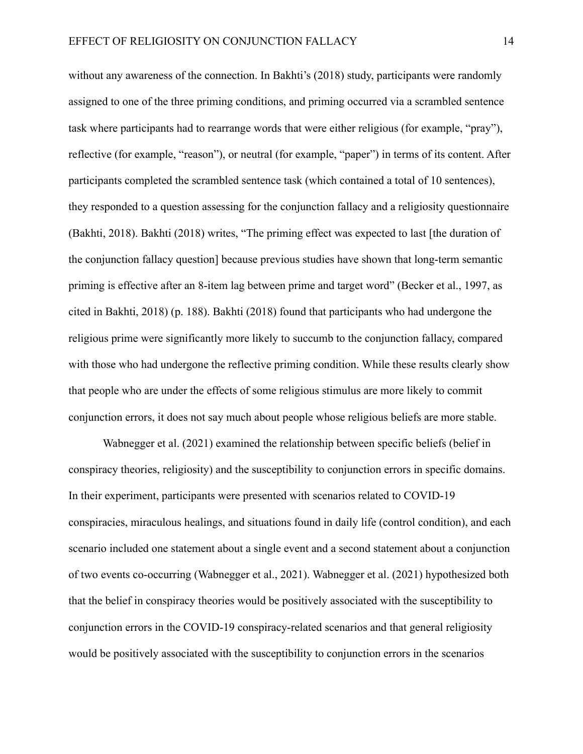without any awareness of the connection. In Bakhti's (2018) study, participants were randomly assigned to one of the three priming conditions, and priming occurred via a scrambled sentence task where participants had to rearrange words that were either religious (for example, "pray"), reflective (for example, "reason"), or neutral (for example, "paper") in terms of its content. After participants completed the scrambled sentence task (which contained a total of 10 sentences), they responded to a question assessing for the conjunction fallacy and a religiosity questionnaire (Bakhti, 2018). Bakhti (2018) writes, "The priming effect was expected to last [the duration of the conjunction fallacy question] because previous studies have shown that long-term semantic priming is effective after an 8-item lag between prime and target word" (Becker et al., 1997, as cited in Bakhti, 2018) (p. 188). Bakhti (2018) found that participants who had undergone the religious prime were significantly more likely to succumb to the conjunction fallacy, compared with those who had undergone the reflective priming condition. While these results clearly show that people who are under the effects of some religious stimulus are more likely to commit conjunction errors, it does not say much about people whose religious beliefs are more stable.

Wabnegger et al. (2021) examined the relationship between specific beliefs (belief in conspiracy theories, religiosity) and the susceptibility to conjunction errors in specific domains. In their experiment, participants were presented with scenarios related to COVID-19 conspiracies, miraculous healings, and situations found in daily life (control condition), and each scenario included one statement about a single event and a second statement about a conjunction of two events co-occurring (Wabnegger et al., 2021). Wabnegger et al. (2021) hypothesized both that the belief in conspiracy theories would be positively associated with the susceptibility to conjunction errors in the COVID-19 conspiracy-related scenarios and that general religiosity would be positively associated with the susceptibility to conjunction errors in the scenarios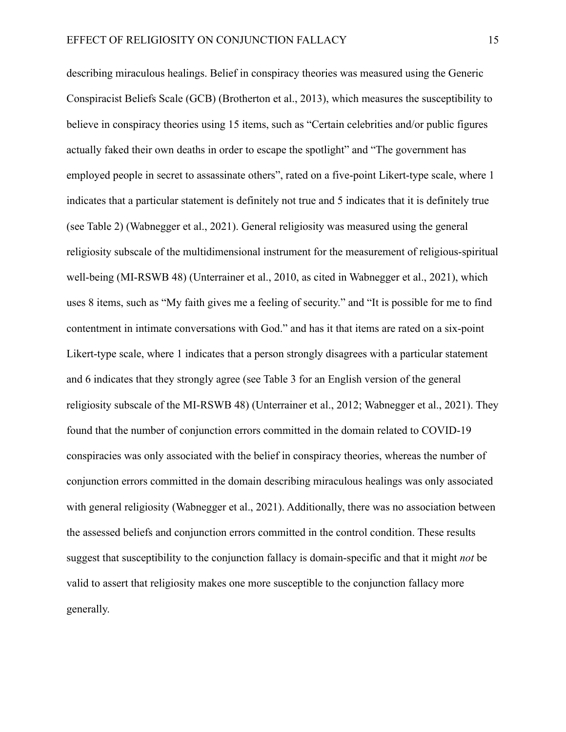describing miraculous healings. Belief in conspiracy theories was measured using the Generic Conspiracist Beliefs Scale (GCB) (Brotherton et al., 2013), which measures the susceptibility to believe in conspiracy theories using 15 items, such as "Certain celebrities and/or public figures actually faked their own deaths in order to escape the spotlight" and "The government has employed people in secret to assassinate others", rated on a five-point Likert-type scale, where 1 indicates that a particular statement is definitely not true and 5 indicates that it is definitely true (see Table 2) (Wabnegger et al., 2021). General religiosity was measured using the general religiosity subscale of the multidimensional instrument for the measurement of religious-spiritual well-being (MI-RSWB 48) (Unterrainer et al., 2010, as cited in Wabnegger et al., 2021), which uses 8 items, such as "My faith gives me a feeling of security." and "It is possible for me to find contentment in intimate conversations with God." and has it that items are rated on a six-point Likert-type scale, where 1 indicates that a person strongly disagrees with a particular statement and 6 indicates that they strongly agree (see Table 3 for an English version of the general religiosity subscale of the MI-RSWB 48) (Unterrainer et al., 2012; Wabnegger et al., 2021). They found that the number of conjunction errors committed in the domain related to COVID-19 conspiracies was only associated with the belief in conspiracy theories, whereas the number of conjunction errors committed in the domain describing miraculous healings was only associated with general religiosity (Wabnegger et al., 2021). Additionally, there was no association between the assessed beliefs and conjunction errors committed in the control condition. These results suggest that susceptibility to the conjunction fallacy is domain-specific and that it might *not* be valid to assert that religiosity makes one more susceptible to the conjunction fallacy more generally.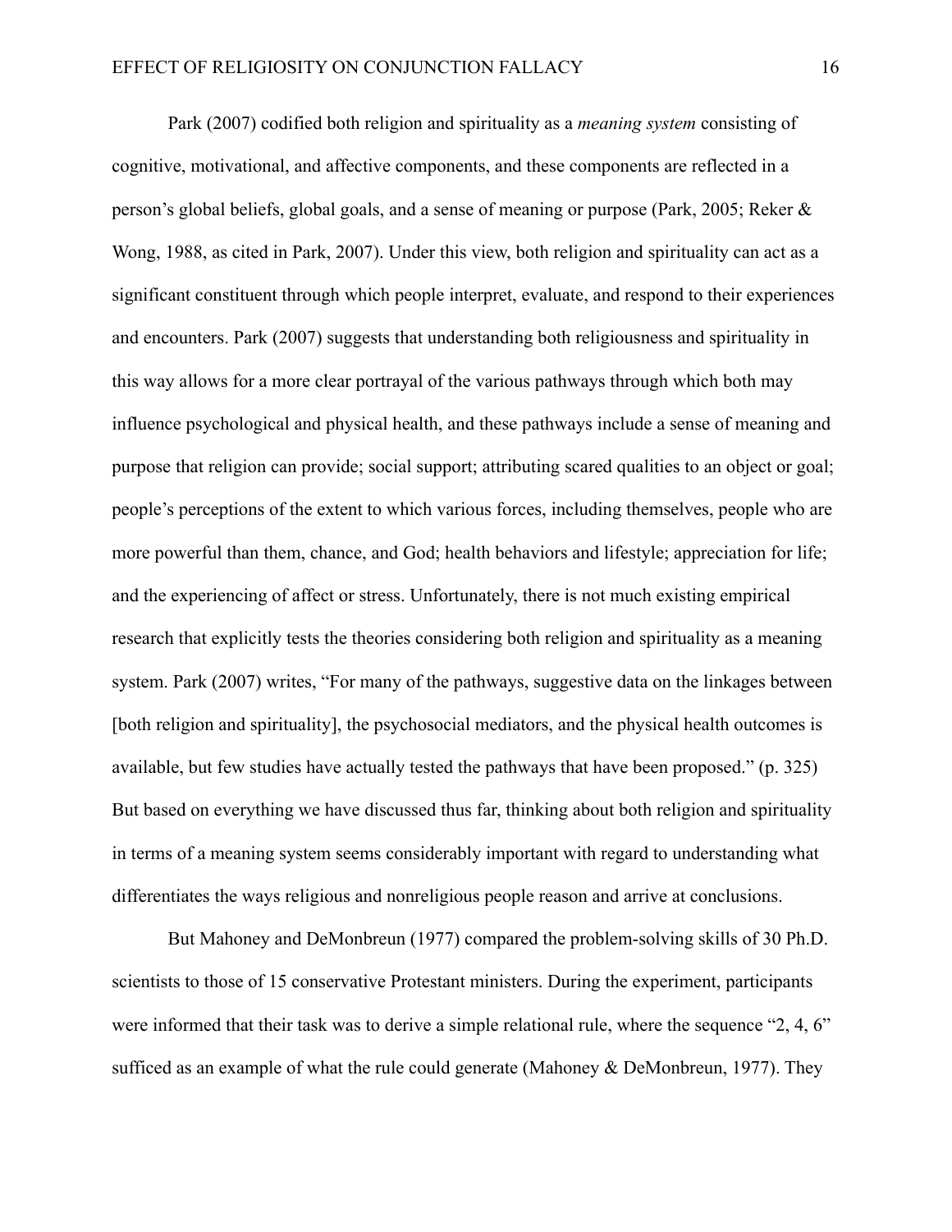Park (2007) codified both religion and spirituality as a *meaning system* consisting of cognitive, motivational, and affective components, and these components are reflected in a person's global beliefs, global goals, and a sense of meaning or purpose (Park, 2005; Reker & Wong, 1988, as cited in Park, 2007). Under this view, both religion and spirituality can act as a significant constituent through which people interpret, evaluate, and respond to their experiences and encounters. Park (2007) suggests that understanding both religiousness and spirituality in this way allows for a more clear portrayal of the various pathways through which both may influence psychological and physical health, and these pathways include a sense of meaning and purpose that religion can provide; social support; attributing scared qualities to an object or goal; people's perceptions of the extent to which various forces, including themselves, people who are more powerful than them, chance, and God; health behaviors and lifestyle; appreciation for life; and the experiencing of affect or stress. Unfortunately, there is not much existing empirical research that explicitly tests the theories considering both religion and spirituality as a meaning system. Park (2007) writes, "For many of the pathways, suggestive data on the linkages between [both religion and spirituality], the psychosocial mediators, and the physical health outcomes is available, but few studies have actually tested the pathways that have been proposed." (p. 325) But based on everything we have discussed thus far, thinking about both religion and spirituality in terms of a meaning system seems considerably important with regard to understanding what differentiates the ways religious and nonreligious people reason and arrive at conclusions.

But Mahoney and DeMonbreun (1977) compared the problem-solving skills of 30 Ph.D. scientists to those of 15 conservative Protestant ministers. During the experiment, participants were informed that their task was to derive a simple relational rule, where the sequence "2, 4, 6" sufficed as an example of what the rule could generate (Mahoney & DeMonbreun, 1977). They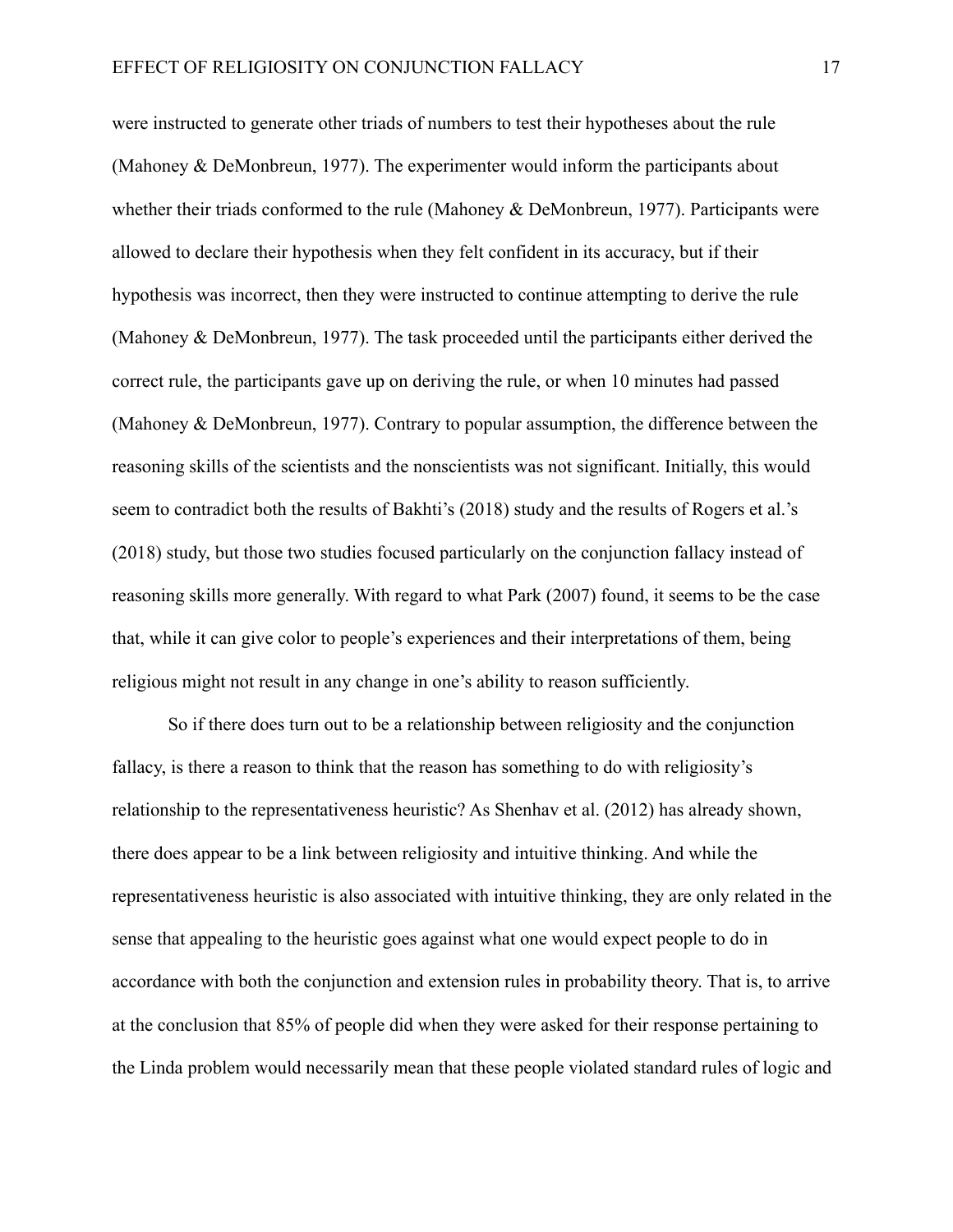were instructed to generate other triads of numbers to test their hypotheses about the rule (Mahoney & DeMonbreun, 1977). The experimenter would inform the participants about whether their triads conformed to the rule (Mahoney & DeMonbreun, 1977). Participants were allowed to declare their hypothesis when they felt confident in its accuracy, but if their hypothesis was incorrect, then they were instructed to continue attempting to derive the rule (Mahoney & DeMonbreun, 1977). The task proceeded until the participants either derived the correct rule, the participants gave up on deriving the rule, or when 10 minutes had passed (Mahoney & DeMonbreun, 1977). Contrary to popular assumption, the difference between the reasoning skills of the scientists and the nonscientists was not significant. Initially, this would seem to contradict both the results of Bakhti's (2018) study and the results of Rogers et al.'s (2018) study, but those two studies focused particularly on the conjunction fallacy instead of reasoning skills more generally. With regard to what Park (2007) found, it seems to be the case that, while it can give color to people's experiences and their interpretations of them, being religious might not result in any change in one's ability to reason sufficiently.

So if there does turn out to be a relationship between religiosity and the conjunction fallacy, is there a reason to think that the reason has something to do with religiosity's relationship to the representativeness heuristic? As Shenhav et al. (2012) has already shown, there does appear to be a link between religiosity and intuitive thinking. And while the representativeness heuristic is also associated with intuitive thinking, they are only related in the sense that appealing to the heuristic goes against what one would expect people to do in accordance with both the conjunction and extension rules in probability theory. That is, to arrive at the conclusion that 85% of people did when they were asked for their response pertaining to the Linda problem would necessarily mean that these people violated standard rules of logic and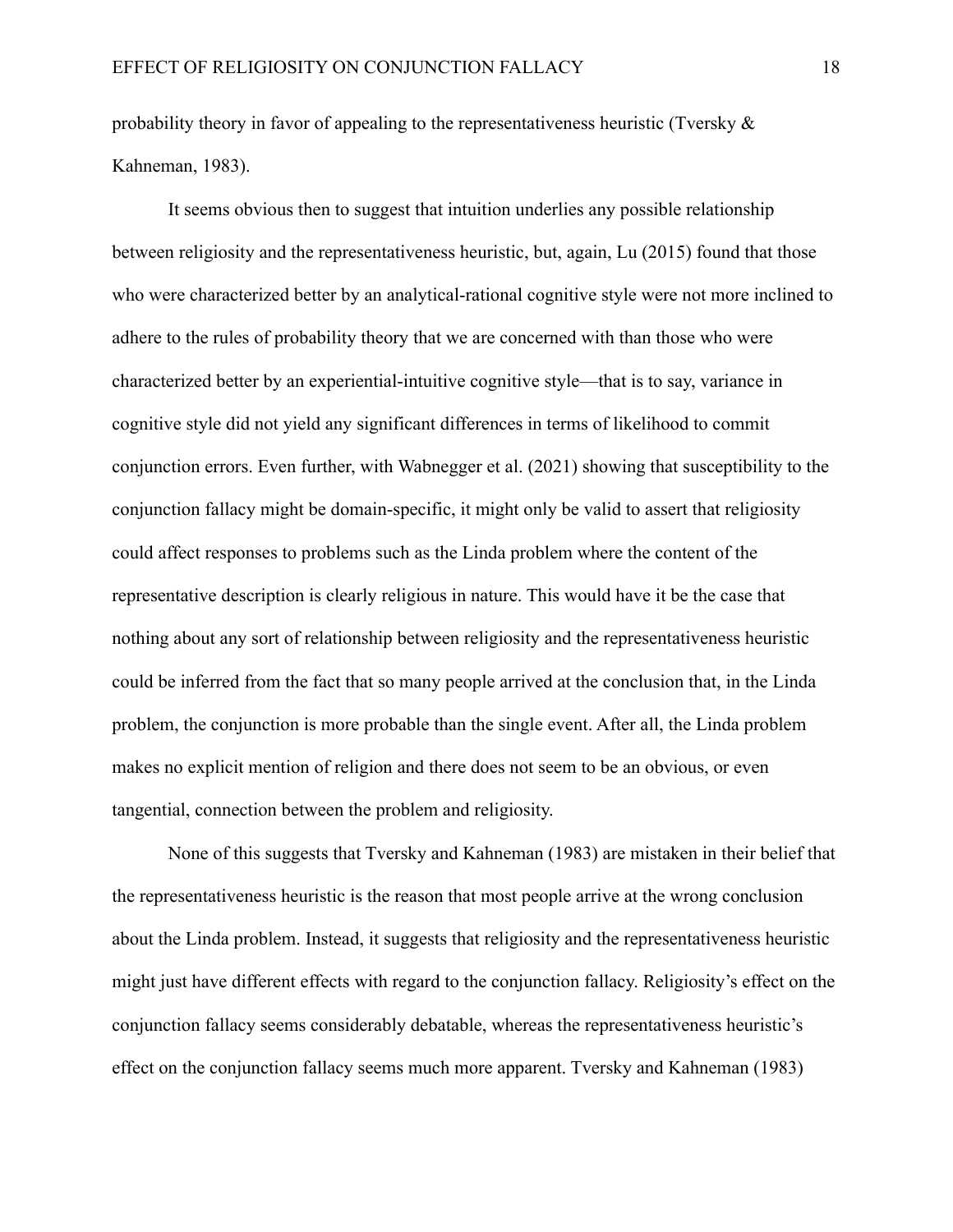probability theory in favor of appealing to the representativeness heuristic (Tversky & Kahneman, 1983).

It seems obvious then to suggest that intuition underlies any possible relationship between religiosity and the representativeness heuristic, but, again, Lu (2015) found that those who were characterized better by an analytical-rational cognitive style were not more inclined to adhere to the rules of probability theory that we are concerned with than those who were characterized better by an experiential-intuitive cognitive style—that is to say, variance in cognitive style did not yield any significant differences in terms of likelihood to commit conjunction errors. Even further, with Wabnegger et al. (2021) showing that susceptibility to the conjunction fallacy might be domain-specific, it might only be valid to assert that religiosity could affect responses to problems such as the Linda problem where the content of the representative description is clearly religious in nature. This would have it be the case that nothing about any sort of relationship between religiosity and the representativeness heuristic could be inferred from the fact that so many people arrived at the conclusion that, in the Linda problem, the conjunction is more probable than the single event. After all, the Linda problem makes no explicit mention of religion and there does not seem to be an obvious, or even tangential, connection between the problem and religiosity.

None of this suggests that Tversky and Kahneman (1983) are mistaken in their belief that the representativeness heuristic is the reason that most people arrive at the wrong conclusion about the Linda problem. Instead, it suggests that religiosity and the representativeness heuristic might just have different effects with regard to the conjunction fallacy. Religiosity's effect on the conjunction fallacy seems considerably debatable, whereas the representativeness heuristic's effect on the conjunction fallacy seems much more apparent. Tversky and Kahneman (1983)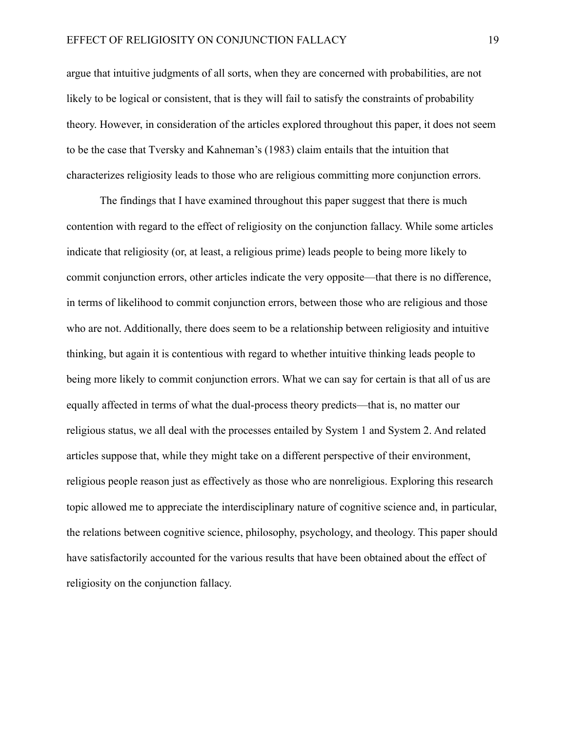argue that intuitive judgments of all sorts, when they are concerned with probabilities, are not likely to be logical or consistent, that is they will fail to satisfy the constraints of probability theory. However, in consideration of the articles explored throughout this paper, it does not seem to be the case that Tversky and Kahneman's (1983) claim entails that the intuition that characterizes religiosity leads to those who are religious committing more conjunction errors.

The findings that I have examined throughout this paper suggest that there is much contention with regard to the effect of religiosity on the conjunction fallacy. While some articles indicate that religiosity (or, at least, a religious prime) leads people to being more likely to commit conjunction errors, other articles indicate the very opposite—that there is no difference, in terms of likelihood to commit conjunction errors, between those who are religious and those who are not. Additionally, there does seem to be a relationship between religiosity and intuitive thinking, but again it is contentious with regard to whether intuitive thinking leads people to being more likely to commit conjunction errors. What we can say for certain is that all of us are equally affected in terms of what the dual-process theory predicts—that is, no matter our religious status, we all deal with the processes entailed by System 1 and System 2. And related articles suppose that, while they might take on a different perspective of their environment, religious people reason just as effectively as those who are nonreligious. Exploring this research topic allowed me to appreciate the interdisciplinary nature of cognitive science and, in particular, the relations between cognitive science, philosophy, psychology, and theology. This paper should have satisfactorily accounted for the various results that have been obtained about the effect of religiosity on the conjunction fallacy.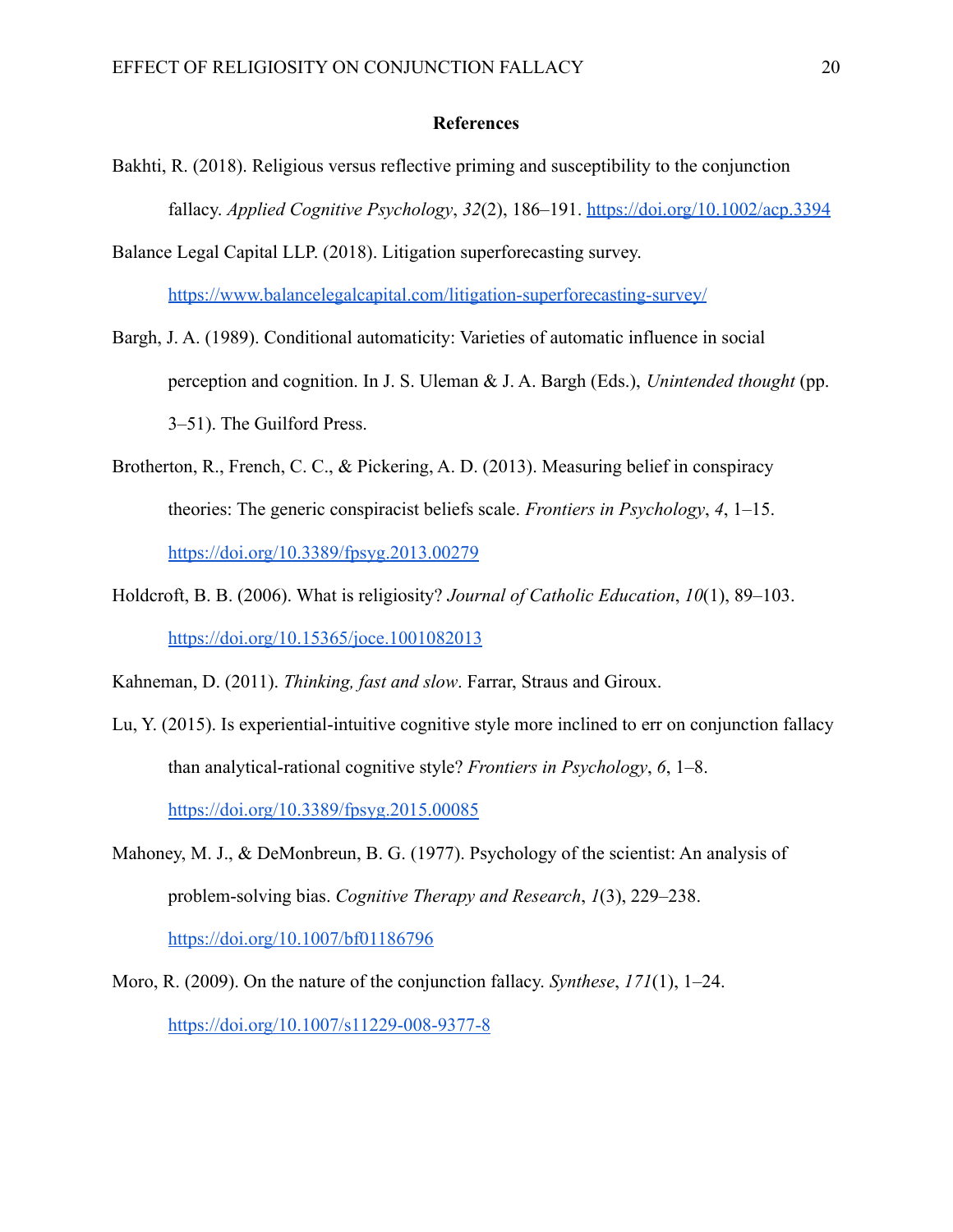## References

Bakhti, R. (2018). Religious versus reflective priming and susceptibility to the conjunction fallacy. *Applied Cognitive Psychology*, *32*(2), 186–191. https://doi.org/10.1002/acp.3394

Balance Legal Capital LLP. (2018). Litigation superforecasting survey. https://www.balancelegalcapital.com/litigation-superforecasting-survey/

Bargh, J. A. (1989). Conditional automaticity: Varieties of automatic influence in social perception and cognition. In J. S. Uleman & J. A. Bargh (Eds.), *Unintended thought* (pp. 3–51). The Guilford Press.

Brotherton, R., French, C. C., & Pickering, A. D. (2013). Measuring belief in conspiracy theories: The generic conspiracist beliefs scale. *Frontiers in Psychology*, *4*, 1–15. https://doi.org/10.3389/fpsyg.2013.00279

Holdcroft, B. B. (2006). What is religiosity? *Journal of Catholic Education*, *10*(1), 89–103. https://doi.org/10.15365/joce.1001082013

Kahneman, D. (2011). *Thinking, fast and slow*. Farrar, Straus and Giroux.

Lu, Y. (2015). Is experiential-intuitive cognitive style more inclined to err on conjunction fallacy than analytical-rational cognitive style? *Frontiers in Psychology*, *6*, 1–8. https://doi.org/10.3389/fpsyg.2015.00085

Mahoney, M. J., & DeMonbreun, B. G. (1977). Psychology of the scientist: An analysis of problem-solving bias. *Cognitive Therapy and Research*, *1*(3), 229–238. https://doi.org/10.1007/bf01186796

Moro, R. (2009). On the nature of the conjunction fallacy. *Synthese*, *171*(1), 1–24. https://doi.org/10.1007/s11229-008-9377-8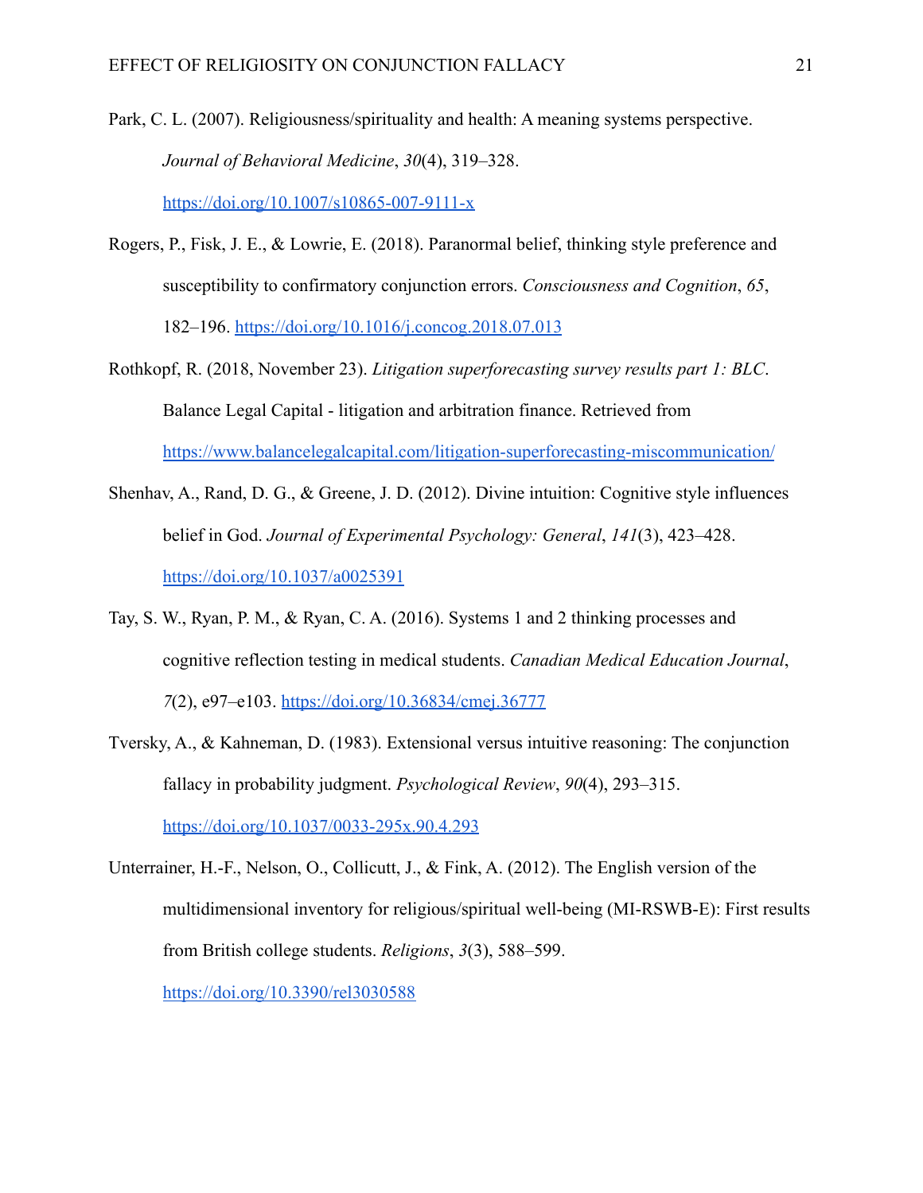Park, C. L. (2007). Religiousness/spirituality and health: A meaning systems perspective. *Journal of Behavioral Medicine*, *30*(4), 319–328. https://doi.org/10.1007/s10865-007-9111-x

Rogers, P., Fisk, J. E., & Lowrie, E. (2018). Paranormal belief, thinking style preference and susceptibility to confirmatory conjunction errors. *Consciousness and Cognition*, *65*, 182–196. https://doi.org/10.1016/j.concog.2018.07.013

Rothkopf, R. (2018, November 23). *Litigation superforecasting survey results part 1: BLC*. Balance Legal Capital - litigation and arbitration finance. Retrieved from https://www.balancelegalcapital.com/litigation-superforecasting-miscommunication/

Shenhav, A., Rand, D. G., & Greene, J. D. (2012). Divine intuition: Cognitive style influences belief in God. *Journal of Experimental Psychology: General*, *141*(3), 423–428. https://doi.org/10.1037/a0025391

Tay, S. W., Ryan, P. M., & Ryan, C. A. (2016). Systems 1 and 2 thinking processes and cognitive reflection testing in medical students. *Canadian Medical Education Journal*, *7*(2), e97–e103. https://doi.org/10.36834/cmej.36777

Tversky, A., & Kahneman, D. (1983). Extensional versus intuitive reasoning: The conjunction fallacy in probability judgment. *Psychological Review*, *90*(4), 293–315. https://doi.org/10.1037/0033-295x.90.4.293

Unterrainer, H.-F., Nelson, O., Collicutt, J., & Fink, A. (2012). The English version of the multidimensional inventory for religious/spiritual well-being (MI-RSWB-E): First results from British college students. *Religions*, *3*(3), 588–599. https://doi.org/10.3390/rel3030588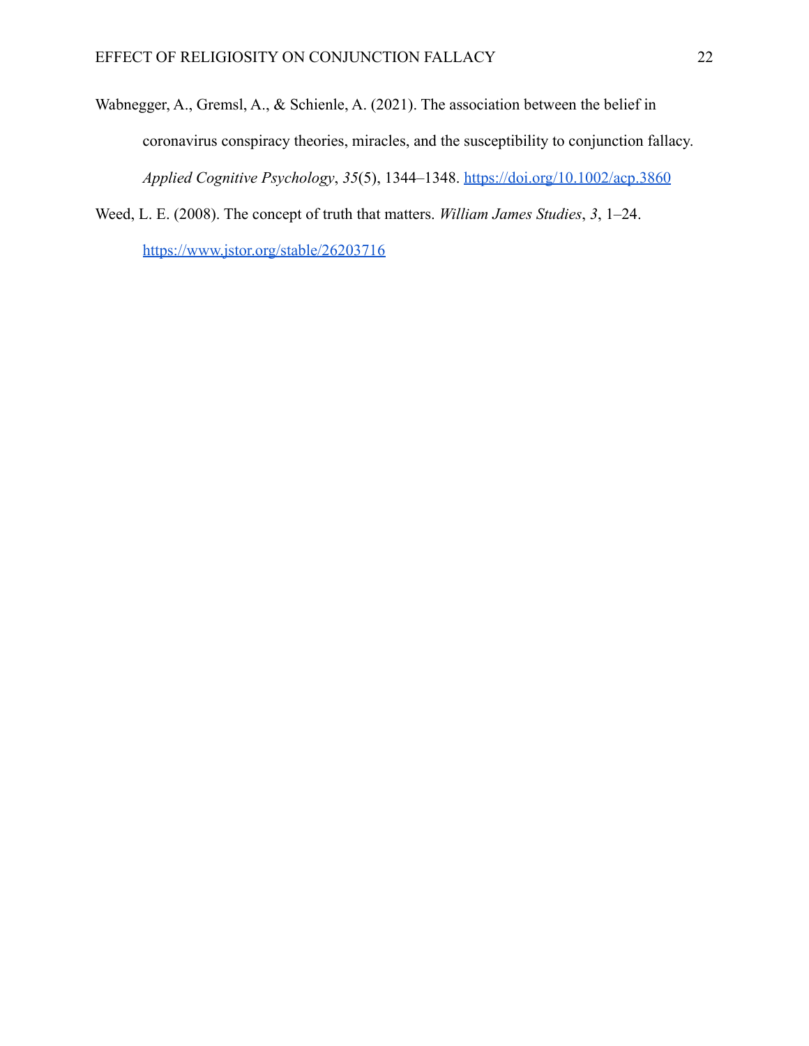Wabnegger, A., Gremsl, A., & Schienle, A. (2021). The association between the belief in coronavirus conspiracy theories, miracles, and the susceptibility to conjunction fallacy. *Applied Cognitive Psychology*, *35*(5), 1344–1348. https://doi.org/10.1002/acp.3860

Weed, L. E. (2008). The concept of truth that matters. *William James Studies*, *3*, 1–24. https://www.jstor.org/stable/26203716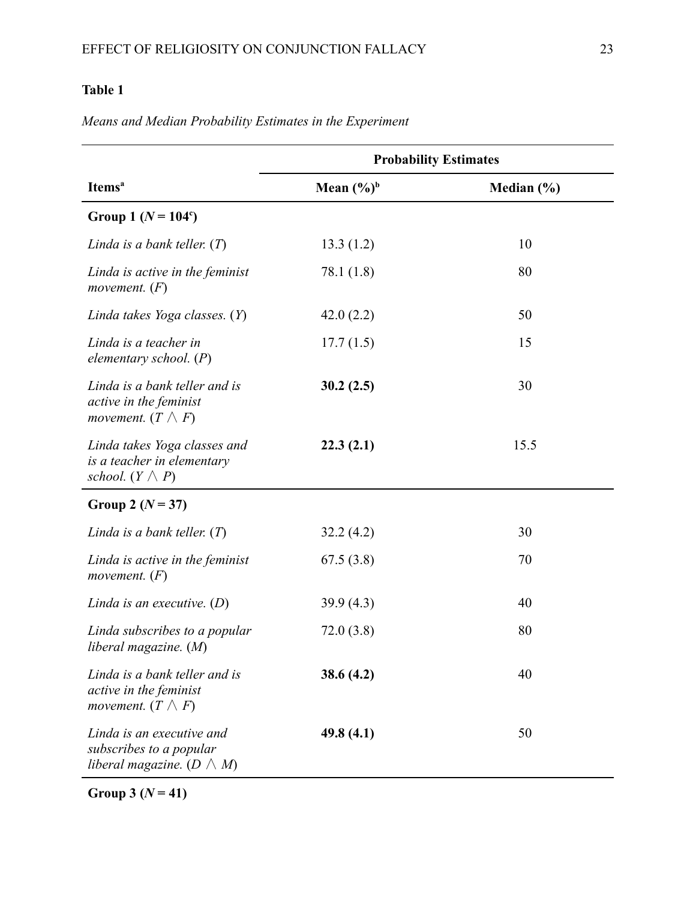**Table 1**

*Means and Median Probability Estimates in the Experiment*

| | Probability Estimates | |
|---|---|---|
| Items[a] | Mean (%)[b] | Median (%) |
| **Group 1 ($N$ = 104[c])** | | |
| *Linda is a bank teller.* (*T*) | 13.3 (1.2) | 10 |
| *Linda is active in the feminist movement.* (*F*) | 78.1 (1.8) | 80 |
| *Linda takes Yoga classes.* (*Y*) | 42.0 (2.2) | 50 |
| *Linda is a teacher in elementary school.* (*P*) | 17.7 (1.5) | 15 |
| *Linda is a bank teller and is active in the feminist movement.* ($T \wedge F$) | **30.2 (2.5)** | 30 |
| *Linda takes Yoga classes and is a teacher in elementary school.* ($Y \wedge P$) | **22.3 (2.1)** | 15.5 |
| **Group 2 ($N$ = 37)** | | |
| *Linda is a bank teller.* (*T*) | 32.2 (4.2) | 30 |
| *Linda is active in the feminist movement.* (*F*) | 67.5 (3.8) | 70 |
| *Linda is an executive.* (*D*) | 39.9 (4.3) | 40 |
| *Linda subscribes to a popular liberal magazine.* (*M*) | 72.0 (3.8) | 80 |
| *Linda is a bank teller and is active in the feminist movement.* ($T \wedge F$) | **38.6 (4.2)** | 40 |
| *Linda is an executive and subscribes to a popular liberal magazine.* ($D \wedge M$) | **49.8 (4.1)** | 50 |
| **Group 3 ($N$ = 41)** | | |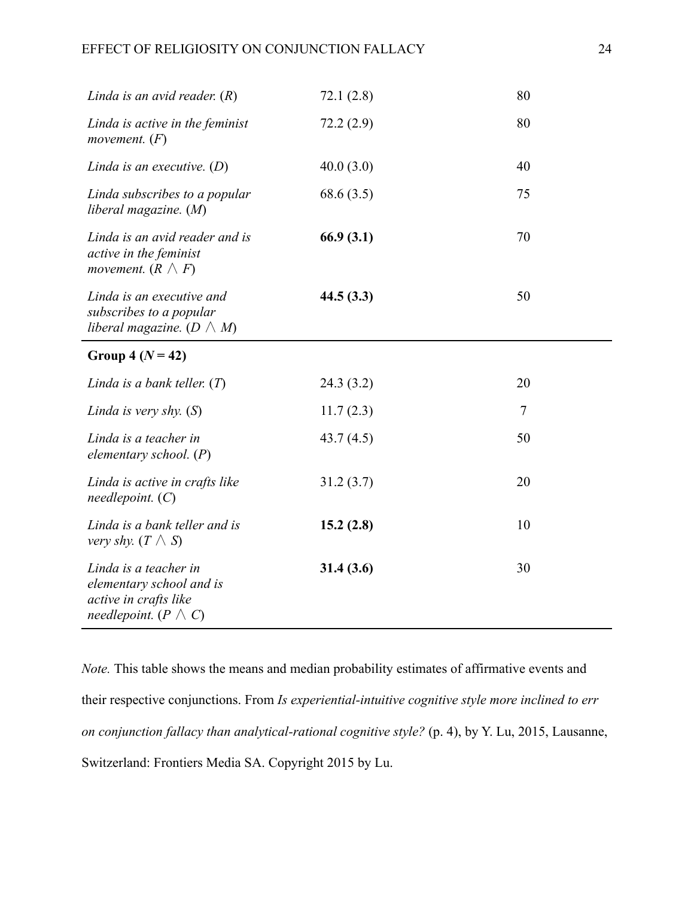| | | |
|---|---|---|
| *Linda is an avid reader.* (*R*) | 72.1 (2.8) | 80 |
| *Linda is active in the feminist movement.* (*F*) | 72.2 (2.9) | 80 |
| *Linda is an executive.* (*D*) | 40.0 (3.0) | 40 |
| *Linda subscribes to a popular liberal magazine.* (*M*) | 68.6 (3.5) | 75 |
| *Linda is an avid reader and is active in the feminist movement.* ($R \wedge F$) | **66.9 (3.1)** | 70 |
| *Linda is an executive and subscribes to a popular liberal magazine.* ($D \wedge M$) | **44.5 (3.3)** | 50 |
| **Group 4 (*N* = 42)** | | |
| *Linda is a bank teller.* (*T*) | 24.3 (3.2) | 20 |
| *Linda is very shy.* (*S*) | 11.7 (2.3) | 7 |
| *Linda is a teacher in elementary school.* (*P*) | 43.7 (4.5) | 50 |
| *Linda is active in crafts like needlepoint.* (*C*) | 31.2 (3.7) | 20 |
| *Linda is a bank teller and is very shy.* ($T \wedge S$) | **15.2 (2.8)** | 10 |
| *Linda is a teacher in elementary school and is active in crafts like needlepoint.* ($P \wedge C$) | **31.4 (3.6)** | 30 |

*Note.* This table shows the means and median probability estimates of affirmative events and their respective conjunctions. From *Is experiential-intuitive cognitive style more inclined to err on conjunction fallacy than analytical-rational cognitive style?* (p. 4), by Y. Lu, 2015, Lausanne, Switzerland: Frontiers Media SA. Copyright 2015 by Lu.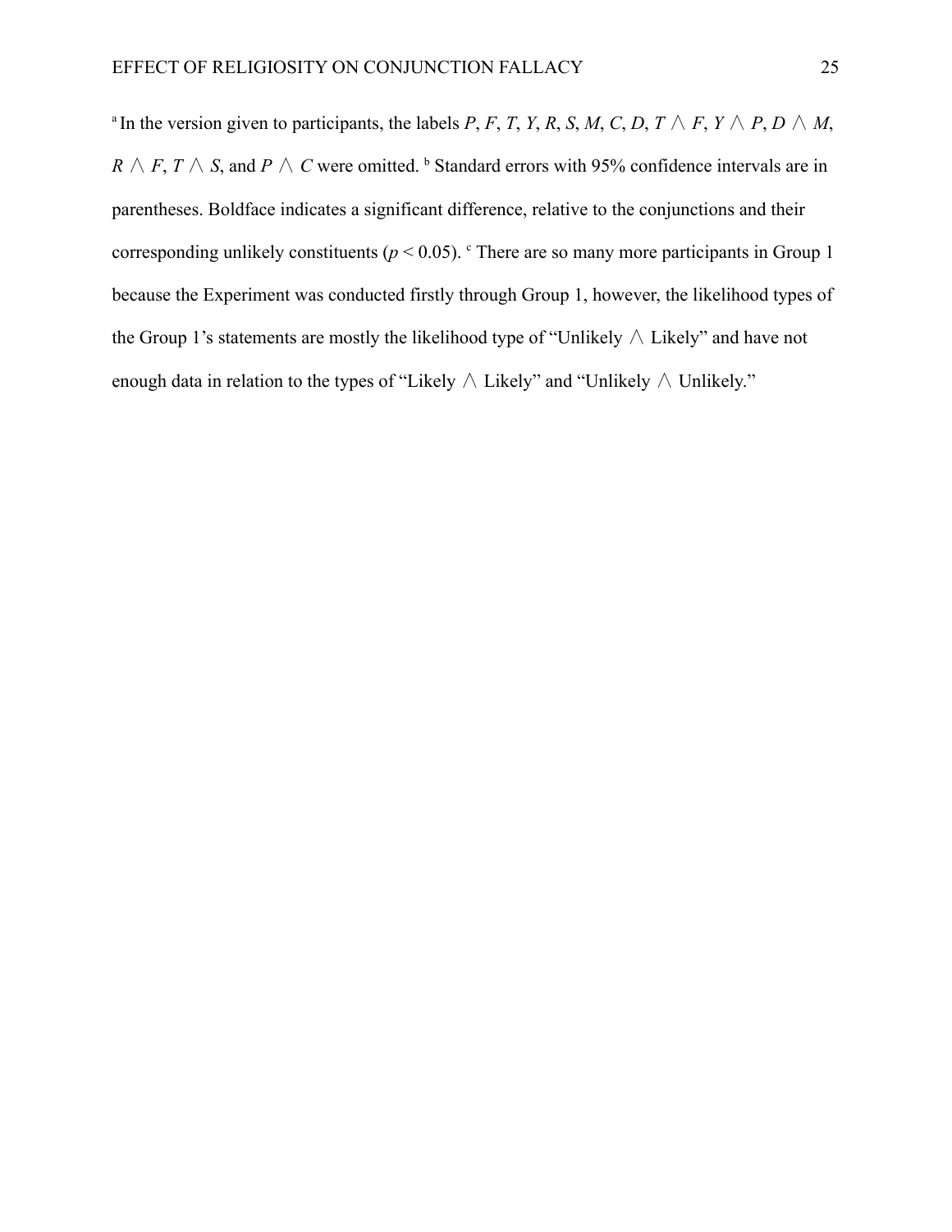[a] In the version given to participants, the labels $P$, $F$, $T$, $Y$, $R$, $S$, $M$, $C$, $D$, $T \wedge F$, $Y \wedge P$, $D \wedge M$, $R \wedge F$, $T \wedge S$, and $P \wedge C$ were omitted. [b] Standard errors with 95% confidence intervals are in parentheses. Boldface indicates a significant difference, relative to the conjunctions and their corresponding unlikely constituents ($p < 0.05$). [c] There are so many more participants in Group 1 because the Experiment was conducted firstly through Group 1, however, the likelihood types of the Group 1's statements are mostly the likelihood type of "Unlikely $\wedge$ Likely" and have not enough data in relation to the types of "Likely $\wedge$ Likely" and "Unlikely $\wedge$ Unlikely."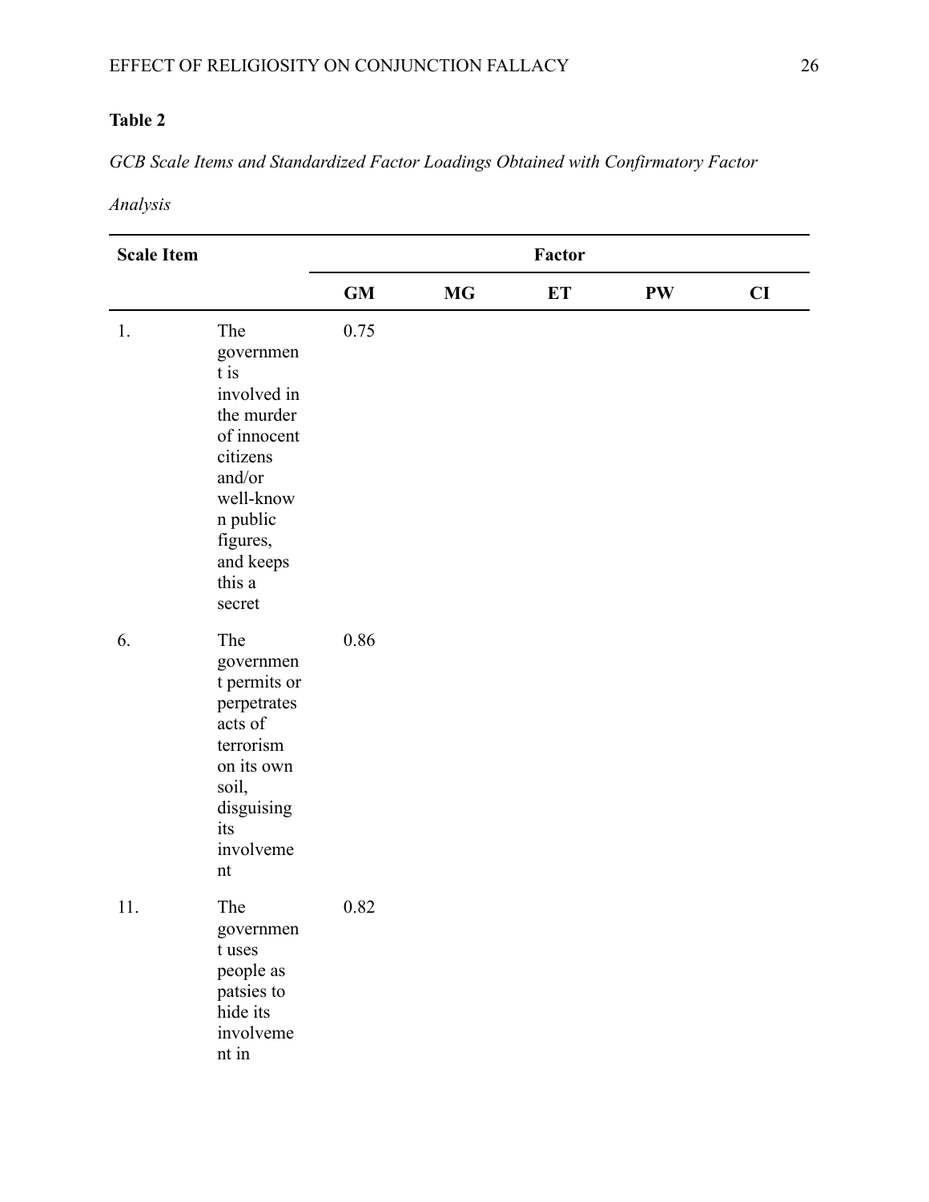**Table 2**

*GCB Scale Items and Standardized Factor Loadings Obtained with Confirmatory Factor Analysis*

| Scale Item | | Factor | | | | |
|---|---|---|---|---|---|---|
| | | GM | MG | ET | PW | CI |
| 1. | The government is involved in the murder of innocent citizens and/or well-known public figures, and keeps this a secret | 0.75 | | | | |
| 6. | The government permits or perpetrates acts of terrorism on its own soil, disguising its involvement | 0.86 | | | | |
| 11. | The government uses people as patsies to hide its involvement in | 0.82 | | | | |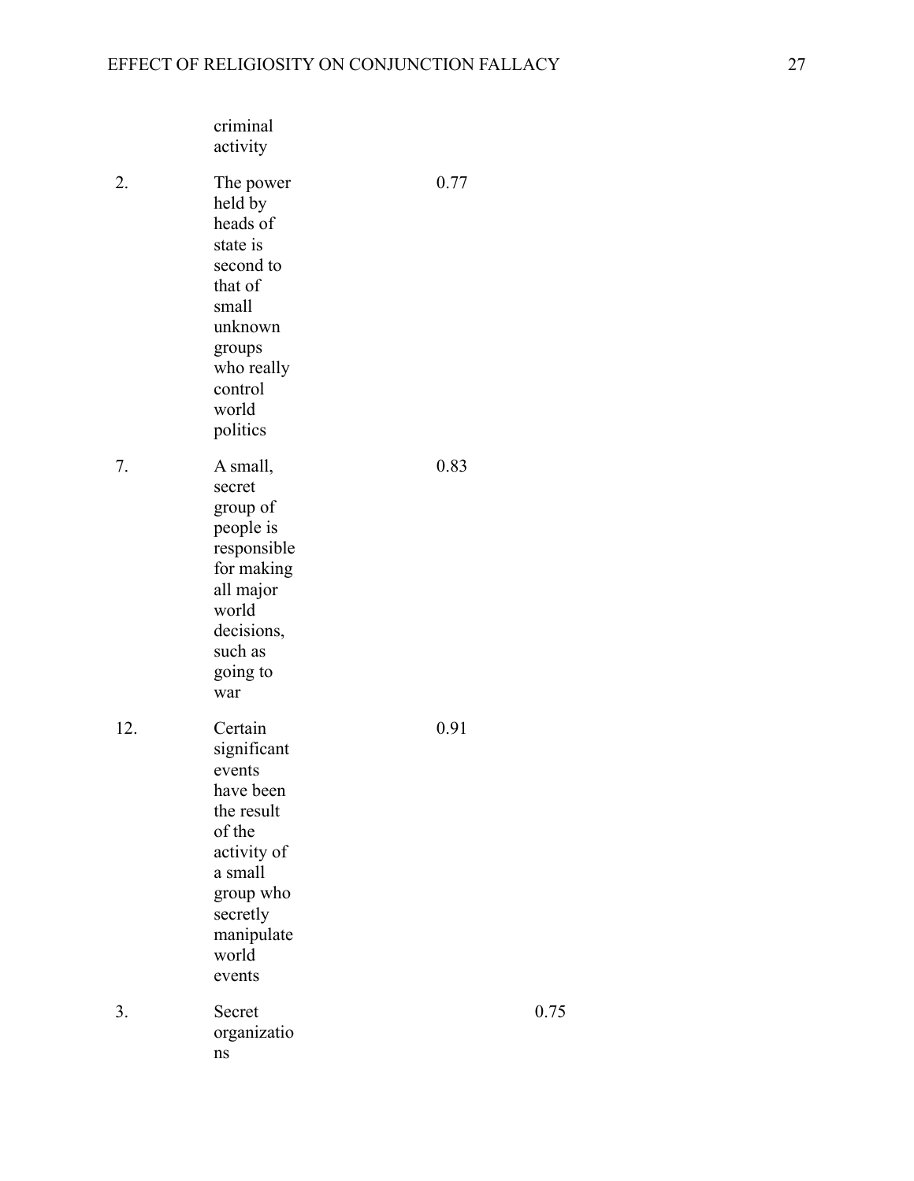| | | | |
|---|---|---|---|
| | criminal activity | | |
| 2. | The power held by heads of state is second to that of small unknown groups who really control world politics | 0.77 | |
| 7. | A small, secret group of people is responsible for making all major world decisions, such as going to war | 0.83 | |
| 12. | Certain significant events have been the result of the activity of a small group who secretly manipulate world events | 0.91 | |
| 3. | Secret organizations | | 0.75 |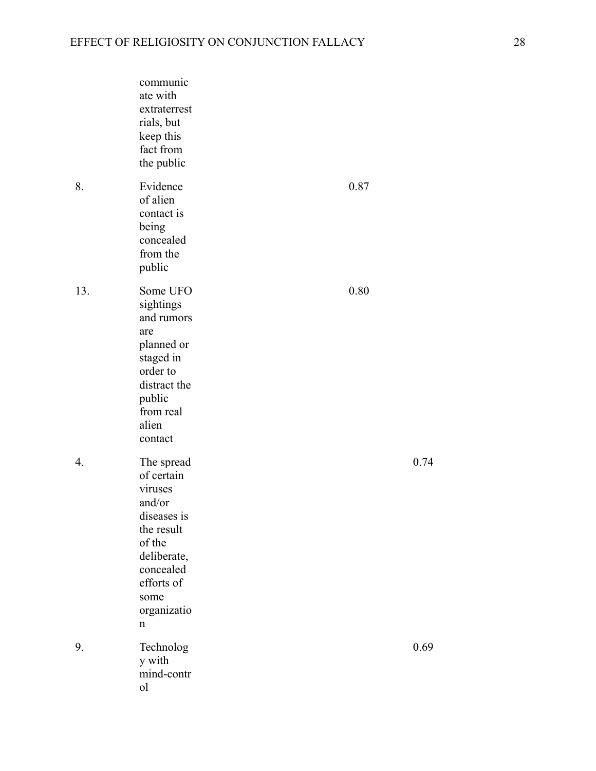| | communicate with extraterrestrials, but keep this fact from the public | | |
|---|---|---|---|
| 8. | Evidence of alien contact is being concealed from the public | 0.87 | |
| 13. | Some UFO sightings and rumors are planned or staged in order to distract the public from real alien contact | 0.80 | |
| 4. | The spread of certain viruses and/or diseases is the result of the deliberate, concealed efforts of some organization | | 0.74 |
| 9. | Technology with mind-control | | 0.69 |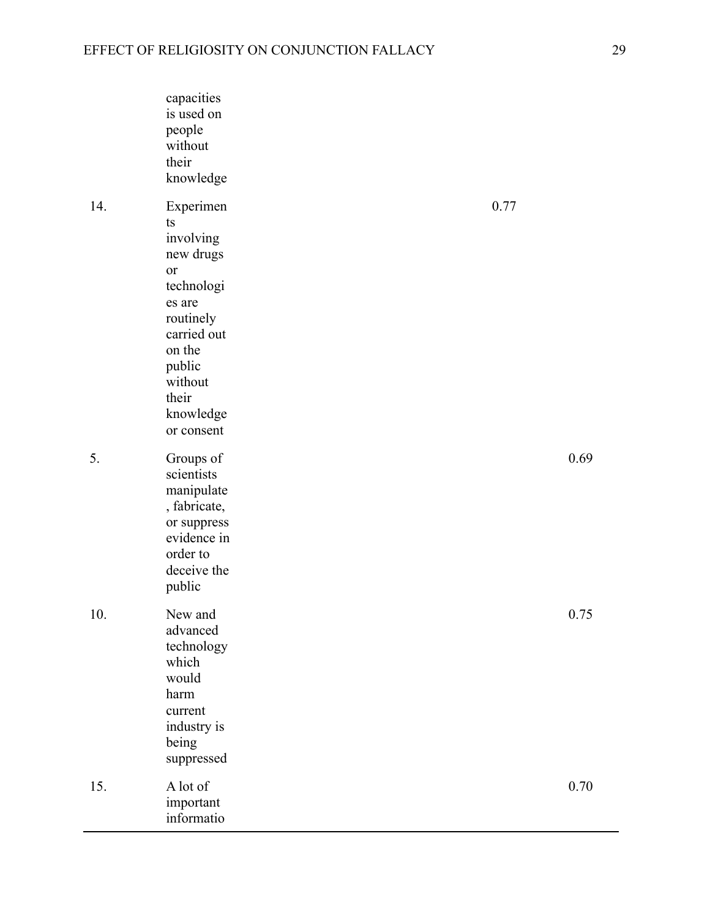| | | | |
|---|---|---|---|
| | capacities is used on people without their knowledge | | |
| 14. | Experiments involving new drugs or technologies are routinely carried out on the public without their knowledge or consent | 0.77 | |
| 5. | Groups of scientists manipulate, fabricate, or suppress evidence in order to deceive the public | | 0.69 |
| 10. | New and advanced technology which would harm current industry is being suppressed | | 0.75 |
| 15. | A lot of important informatio | | 0.70 |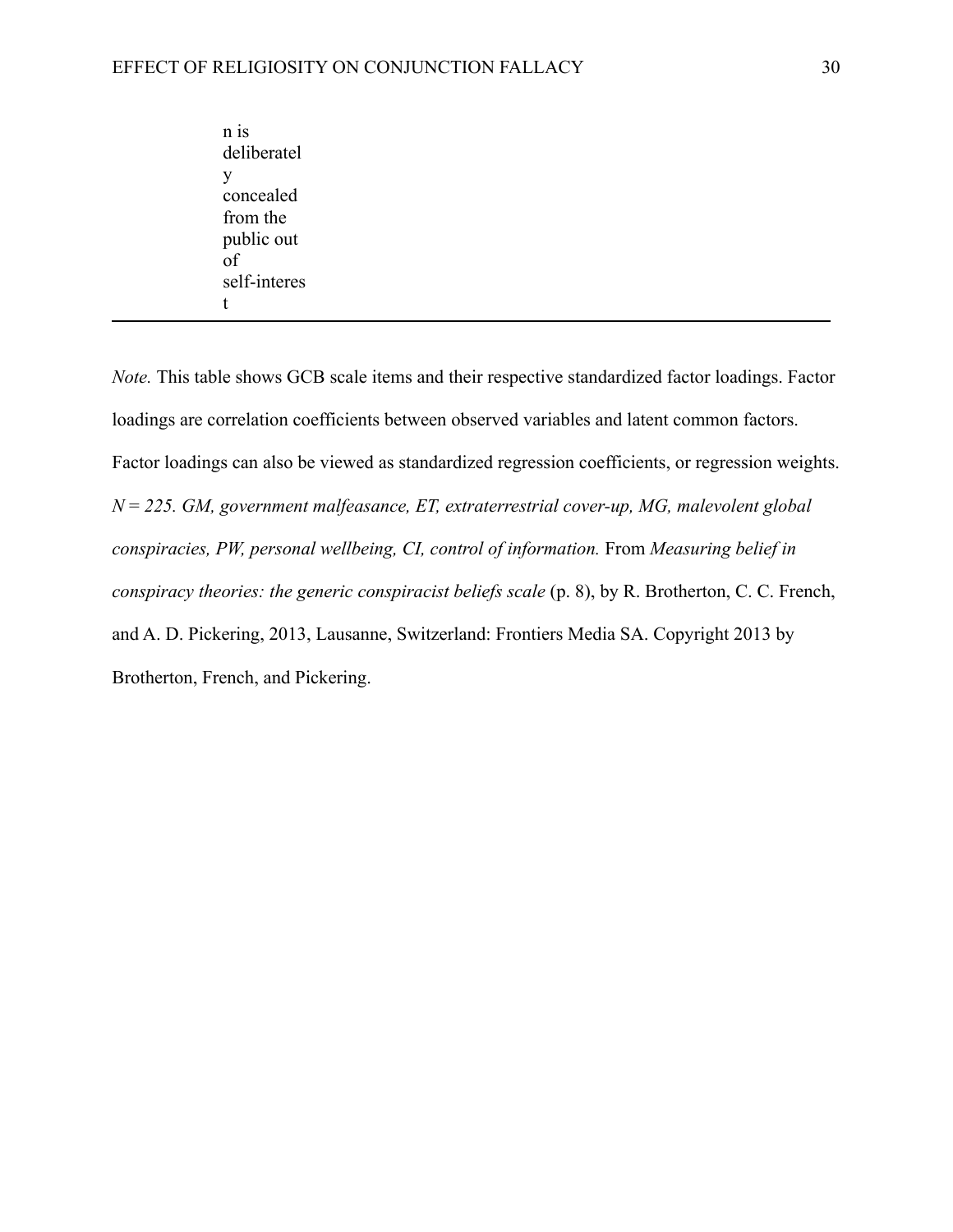| | | |
|---|---|---|
| | n is deliberately concealed from the public out of self-interest | |

*Note.* This table shows GCB scale items and their respective standardized factor loadings. Factor loadings are correlation coefficients between observed variables and latent common factors. Factor loadings can also be viewed as standardized regression coefficients, or regression weights. *N = 225. GM, government malfeasance, ET, extraterrestrial cover-up, MG, malevolent global conspiracies, PW, personal wellbeing, CI, control of information.* From *Measuring belief in conspiracy theories: the generic conspiracist beliefs scale* (p. 8), by R. Brotherton, C. C. French, and A. D. Pickering, 2013, Lausanne, Switzerland: Frontiers Media SA. Copyright 2013 by Brotherton, French, and Pickering.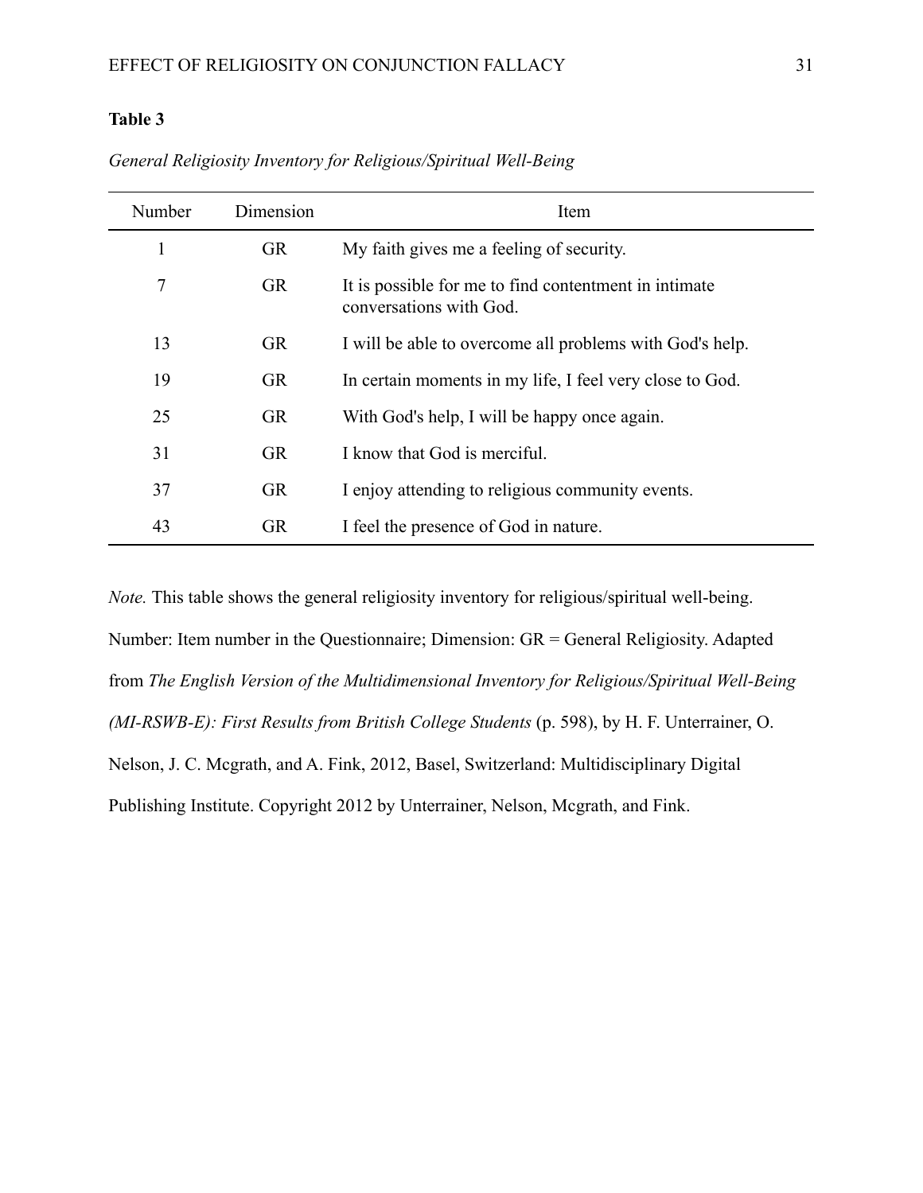**Table 3**

*General Religiosity Inventory for Religious/Spiritual Well-Being*

| Number | Dimension | Item |
|---|---|---|
| 1 | GR | My faith gives me a feeling of security. |
| 7 | GR | It is possible for me to find contentment in intimate conversations with God. |
| 13 | GR | I will be able to overcome all problems with God's help. |
| 19 | GR | In certain moments in my life, I feel very close to God. |
| 25 | GR | With God's help, I will be happy once again. |
| 31 | GR | I know that God is merciful. |
| 37 | GR | I enjoy attending to religious community events. |
| 43 | GR | I feel the presence of God in nature. |

*Note.* This table shows the general religiosity inventory for religious/spiritual well-being. Number: Item number in the Questionnaire; Dimension: GR = General Religiosity. Adapted from *The English Version of the Multidimensional Inventory for Religious/Spiritual Well-Being (MI-RSWB-E): First Results from British College Students* (p. 598), by H. F. Unterrainer, O. Nelson, J. C. Mcgrath, and A. Fink, 2012, Basel, Switzerland: Multidisciplinary Digital Publishing Institute. Copyright 2012 by Unterrainer, Nelson, Mcgrath, and Fink.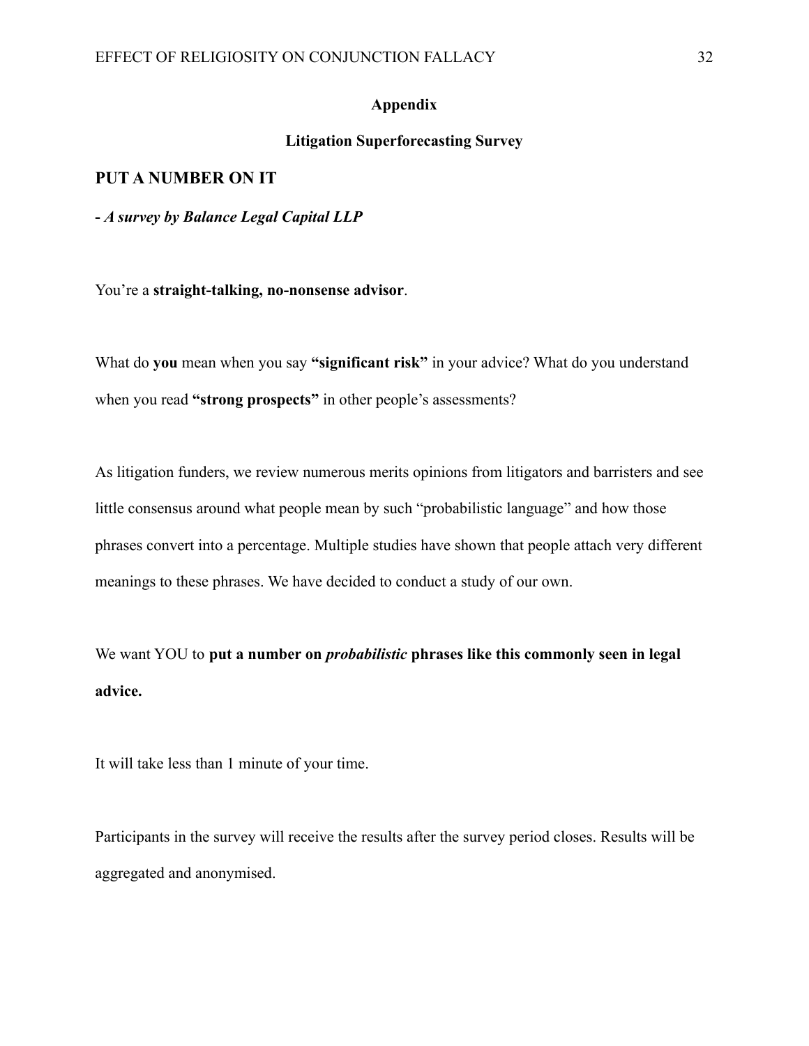# Appendix

## Litigation Superforecasting Survey

### PUT A NUMBER ON IT

**-** ***A survey by Balance Legal Capital LLP***

You're a **straight-talking, no-nonsense advisor**.

What do **you** mean when you say **"significant risk"** in your advice? What do you understand when you read **"strong prospects"** in other people's assessments?

As litigation funders, we review numerous merits opinions from litigators and barristers and see little consensus around what people mean by such "probabilistic language" and how those phrases convert into a percentage. Multiple studies have shown that people attach very different meanings to these phrases. We have decided to conduct a study of our own.

We want YOU to **put a number on** ***probabilistic*** **phrases like this commonly seen in legal advice.**

It will take less than 1 minute of your time.

Participants in the survey will receive the results after the survey period closes. Results will be aggregated and anonymised.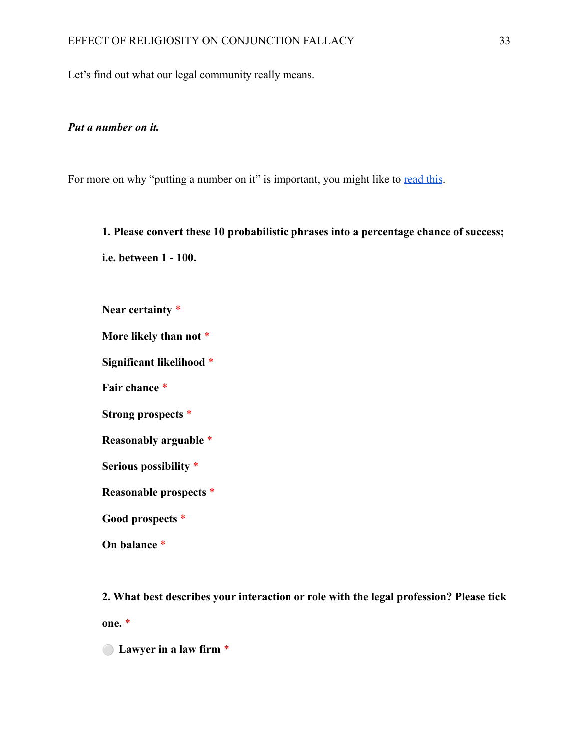Let's find out what our legal community really means.

***Put a number on it.***

For more on why "putting a number on it" is important, you might like to read this.

**1. Please convert these 10 probabilistic phrases into a percentage chance of success; i.e. between 1 - 100.**

**Near certainty** *

**More likely than not** *

**Significant likelihood** *

**Fair chance** *

**Strong prospects** *

**Reasonably arguable** *

**Serious possibility** *

**Reasonable prospects** *

**Good prospects** *

**On balance** *

**2. What best describes your interaction or role with the legal profession? Please tick one.** *

⚪ **Lawyer in a law firm** *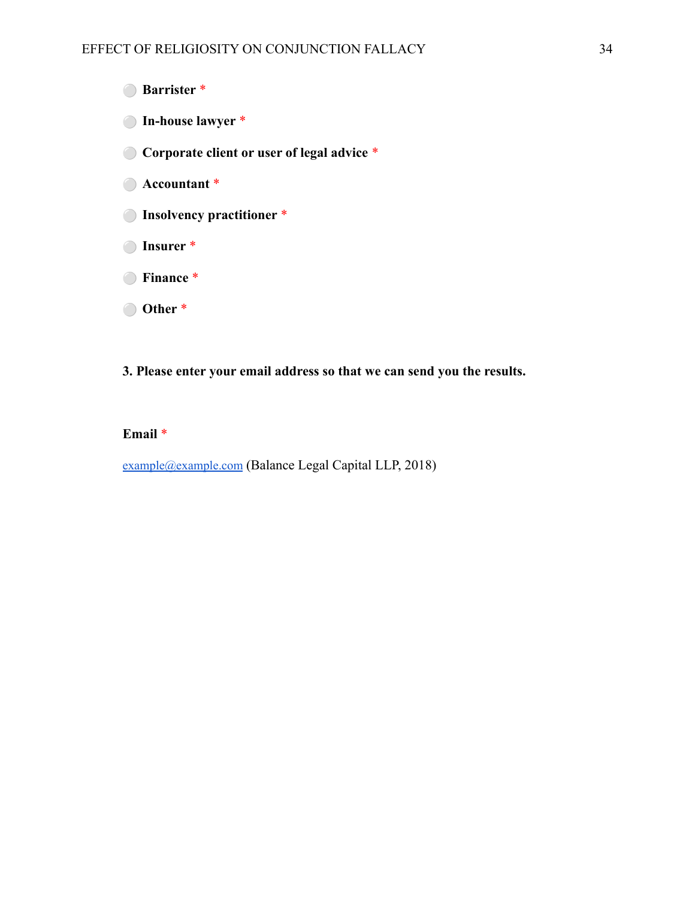- **Barrister** *
- **In-house lawyer** *
- **Corporate client or user of legal advice** *
- **Accountant** *
- **Insolvency practitioner** *
- **Insurer** *
- **Finance** *
- **Other** *

**3. Please enter your email address so that we can send you the results.**

**Email** *

example@example.com (Balance Legal Capital LLP, 2018)